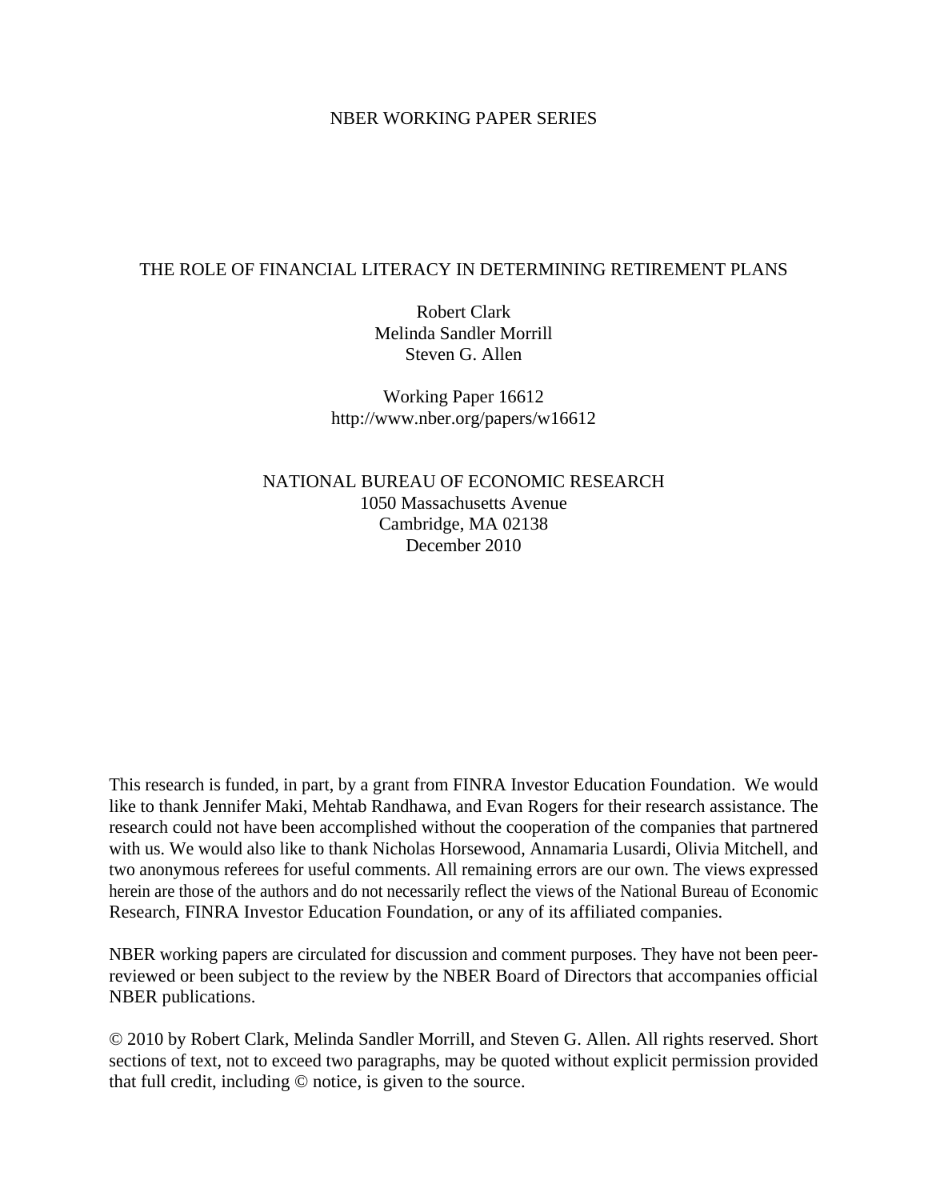NBER WORKING PAPER SERIES

# THE ROLE OF FINANCIAL LITERACY IN DETERMINING RETIREMENT PLANS

Robert Clark
Melinda Sandler Morrill
Steven G. Allen

Working Paper 16612
http://www.nber.org/papers/w16612

NATIONAL BUREAU OF ECONOMIC RESEARCH
1050 Massachusetts Avenue
Cambridge, MA 02138
December 2010

This research is funded, in part, by a grant from FINRA Investor Education Foundation. We would like to thank Jennifer Maki, Mehtab Randhawa, and Evan Rogers for their research assistance. The research could not have been accomplished without the cooperation of the companies that partnered with us. We would also like to thank Nicholas Horsewood, Annamaria Lusardi, Olivia Mitchell, and two anonymous referees for useful comments. All remaining errors are our own. The views expressed herein are those of the authors and do not necessarily reflect the views of the National Bureau of Economic Research, FINRA Investor Education Foundation, or any of its affiliated companies.

NBER working papers are circulated for discussion and comment purposes. They have not been peer-reviewed or been subject to the review by the NBER Board of Directors that accompanies official NBER publications.

© 2010 by Robert Clark, Melinda Sandler Morrill, and Steven G. Allen. All rights reserved. Short sections of text, not to exceed two paragraphs, may be quoted without explicit permission provided that full credit, including © notice, is given to the source.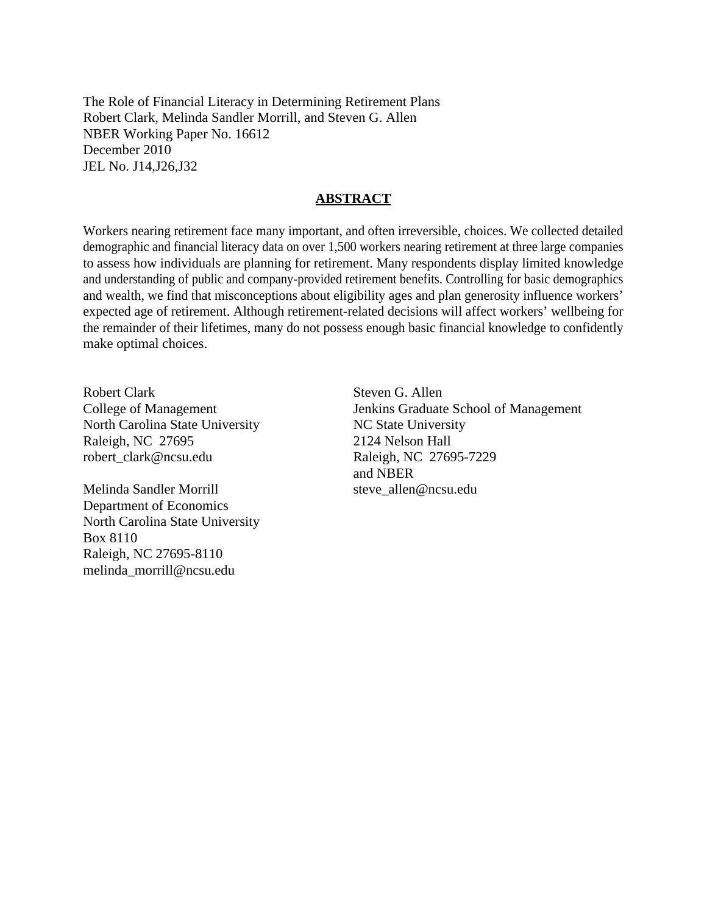The Role of Financial Literacy in Determining Retirement Plans
Robert Clark, Melinda Sandler Morrill, and Steven G. Allen
NBER Working Paper No. 16612
December 2010
JEL No. J14,J26,J32

## ABSTRACT

Workers nearing retirement face many important, and often irreversible, choices. We collected detailed demographic and financial literacy data on over 1,500 workers nearing retirement at three large companies to assess how individuals are planning for retirement. Many respondents display limited knowledge and understanding of public and company-provided retirement benefits. Controlling for basic demographics and wealth, we find that misconceptions about eligibility ages and plan generosity influence workers' expected age of retirement. Although retirement-related decisions will affect workers' wellbeing for the remainder of their lifetimes, many do not possess enough basic financial knowledge to confidently make optimal choices.

Robert Clark
College of Management
North Carolina State University
Raleigh, NC 27695
robert_clark@ncsu.edu

Melinda Sandler Morrill
Department of Economics
North Carolina State University
Box 8110
Raleigh, NC 27695-8110
melinda_morrill@ncsu.edu

Steven G. Allen
Jenkins Graduate School of Management
NC State University
2124 Nelson Hall
Raleigh, NC 27695-7229
and NBER
steve_allen@ncsu.edu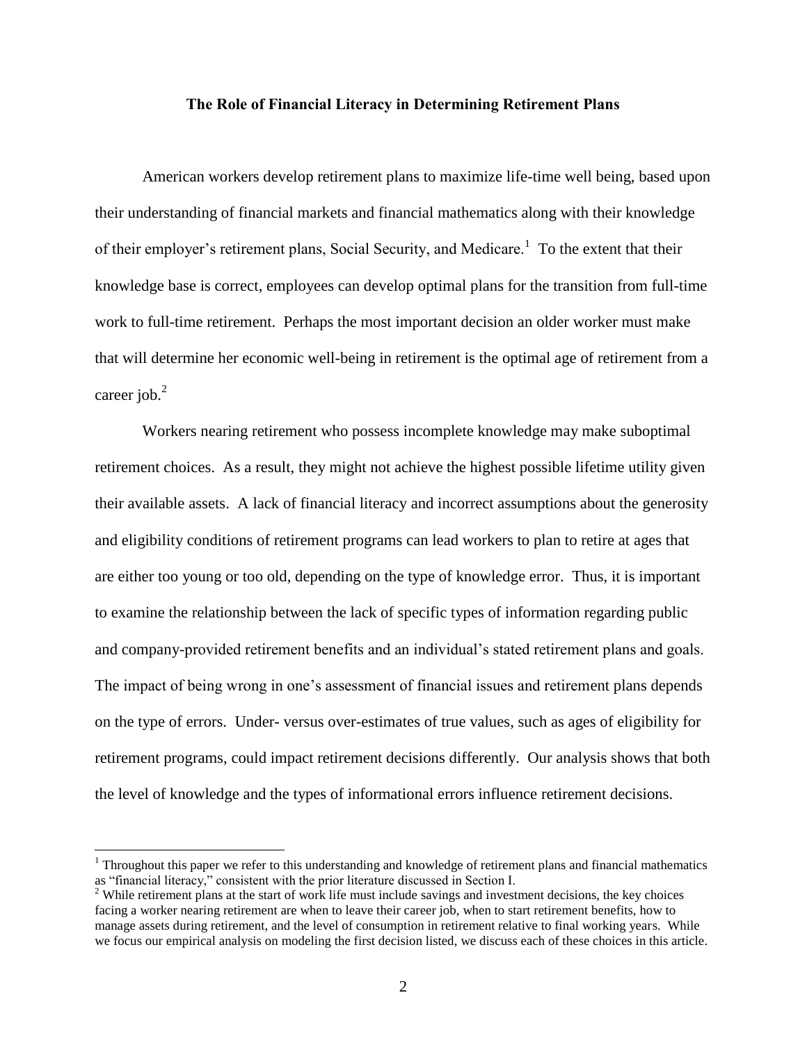**The Role of Financial Literacy in Determining Retirement Plans**

American workers develop retirement plans to maximize life-time well being, based upon their understanding of financial markets and financial mathematics along with their knowledge of their employer's retirement plans, Social Security, and Medicare.[1] To the extent that their knowledge base is correct, employees can develop optimal plans for the transition from full-time work to full-time retirement. Perhaps the most important decision an older worker must make that will determine her economic well-being in retirement is the optimal age of retirement from a career job.[2]

Workers nearing retirement who possess incomplete knowledge may make suboptimal retirement choices. As a result, they might not achieve the highest possible lifetime utility given their available assets. A lack of financial literacy and incorrect assumptions about the generosity and eligibility conditions of retirement programs can lead workers to plan to retire at ages that are either too young or too old, depending on the type of knowledge error. Thus, it is important to examine the relationship between the lack of specific types of information regarding public and company-provided retirement benefits and an individual's stated retirement plans and goals. The impact of being wrong in one's assessment of financial issues and retirement plans depends on the type of errors. Under- versus over-estimates of true values, such as ages of eligibility for retirement programs, could impact retirement decisions differently. Our analysis shows that both the level of knowledge and the types of informational errors influence retirement decisions.

---

[1] Throughout this paper we refer to this understanding and knowledge of retirement plans and financial mathematics as "financial literacy," consistent with the prior literature discussed in Section I.

[2] While retirement plans at the start of work life must include savings and investment decisions, the key choices facing a worker nearing retirement are when to leave their career job, when to start retirement benefits, how to manage assets during retirement, and the level of consumption in retirement relative to final working years. While we focus our empirical analysis on modeling the first decision listed, we discuss each of these choices in this article.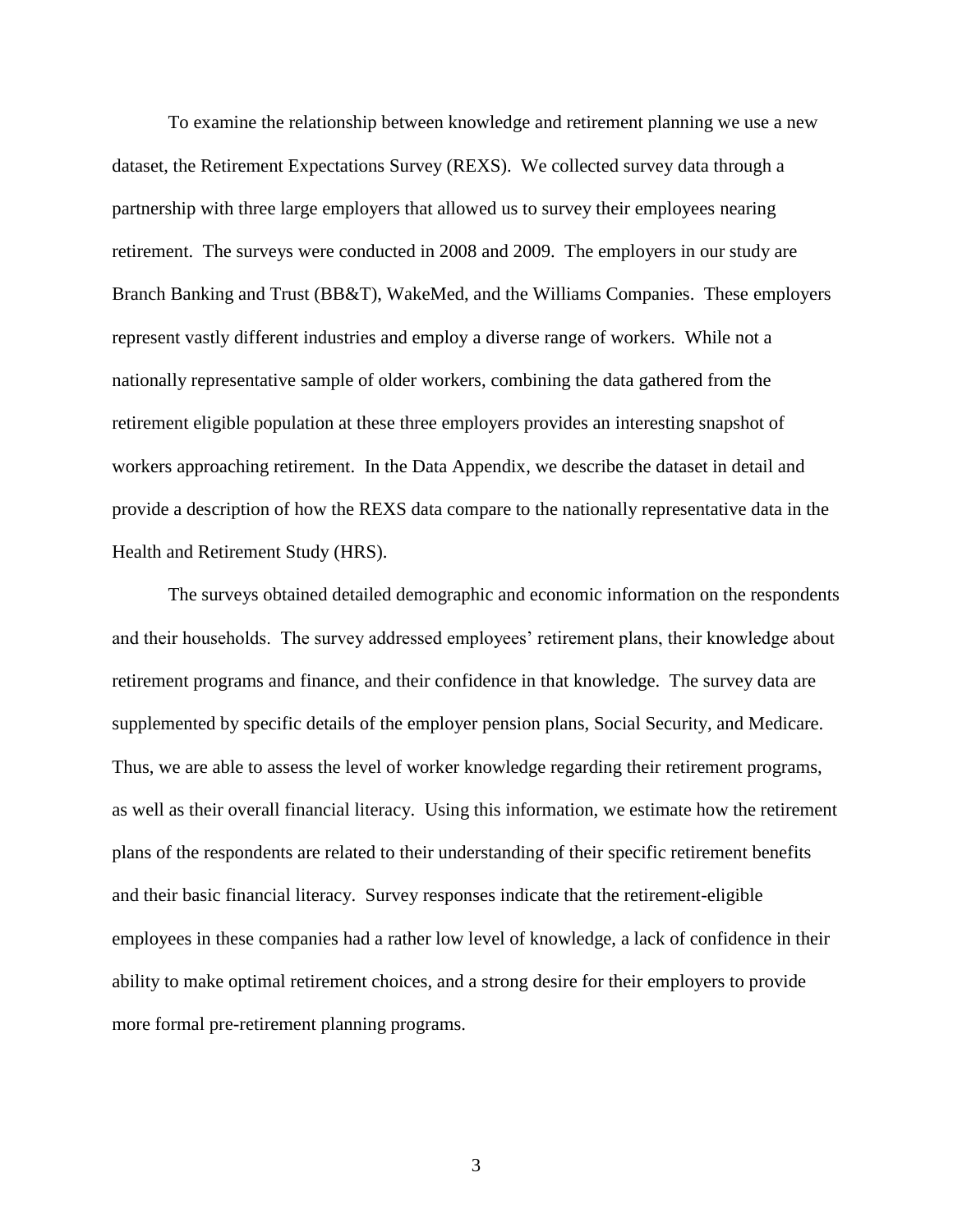To examine the relationship between knowledge and retirement planning we use a new dataset, the Retirement Expectations Survey (REXS). We collected survey data through a partnership with three large employers that allowed us to survey their employees nearing retirement. The surveys were conducted in 2008 and 2009. The employers in our study are Branch Banking and Trust (BB&T), WakeMed, and the Williams Companies. These employers represent vastly different industries and employ a diverse range of workers. While not a nationally representative sample of older workers, combining the data gathered from the retirement eligible population at these three employers provides an interesting snapshot of workers approaching retirement. In the Data Appendix, we describe the dataset in detail and provide a description of how the REXS data compare to the nationally representative data in the Health and Retirement Study (HRS).

The surveys obtained detailed demographic and economic information on the respondents and their households. The survey addressed employees' retirement plans, their knowledge about retirement programs and finance, and their confidence in that knowledge. The survey data are supplemented by specific details of the employer pension plans, Social Security, and Medicare. Thus, we are able to assess the level of worker knowledge regarding their retirement programs, as well as their overall financial literacy. Using this information, we estimate how the retirement plans of the respondents are related to their understanding of their specific retirement benefits and their basic financial literacy. Survey responses indicate that the retirement-eligible employees in these companies had a rather low level of knowledge, a lack of confidence in their ability to make optimal retirement choices, and a strong desire for their employers to provide more formal pre-retirement planning programs.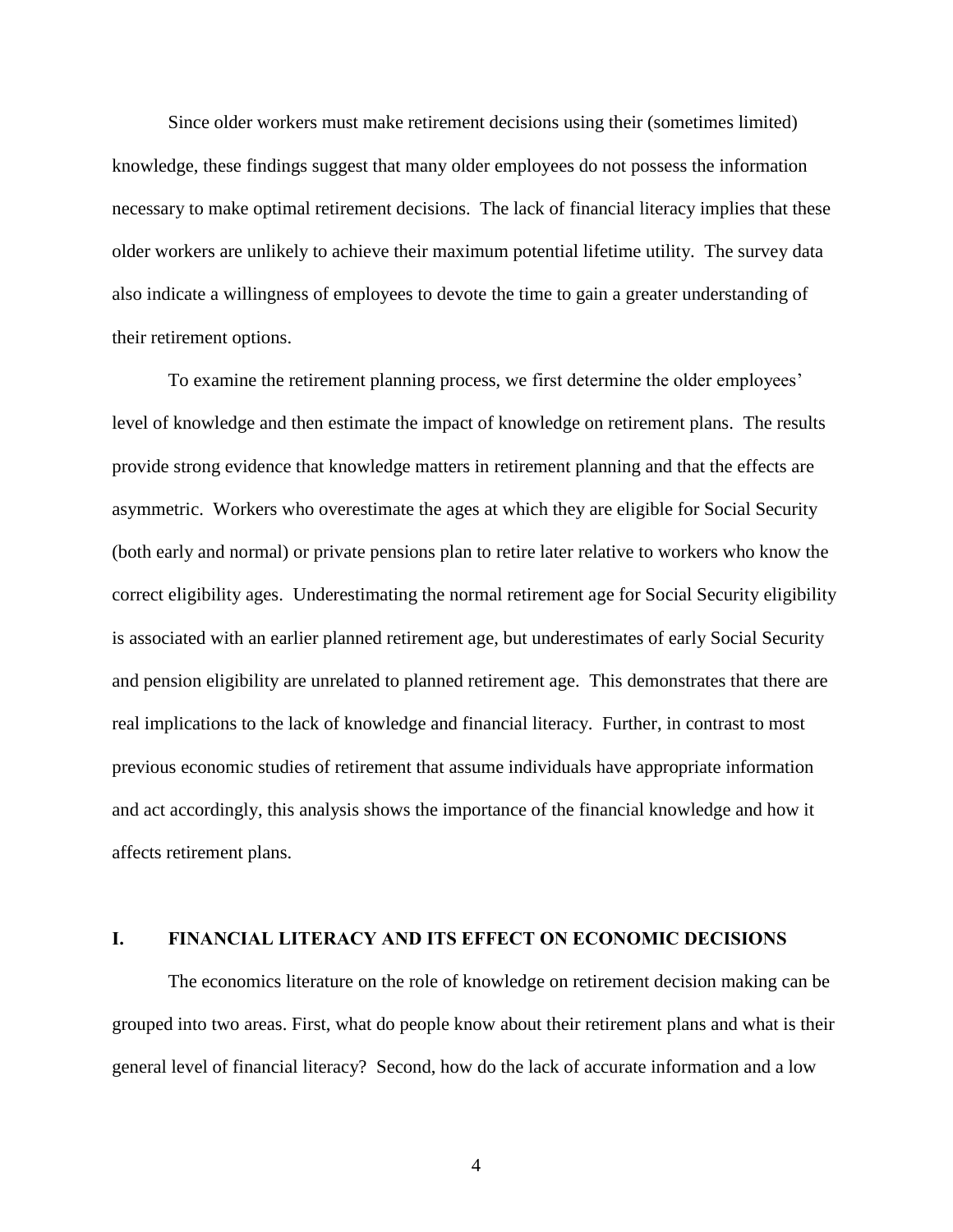Since older workers must make retirement decisions using their (sometimes limited) knowledge, these findings suggest that many older employees do not possess the information necessary to make optimal retirement decisions. The lack of financial literacy implies that these older workers are unlikely to achieve their maximum potential lifetime utility. The survey data also indicate a willingness of employees to devote the time to gain a greater understanding of their retirement options.

To examine the retirement planning process, we first determine the older employees' level of knowledge and then estimate the impact of knowledge on retirement plans. The results provide strong evidence that knowledge matters in retirement planning and that the effects are asymmetric. Workers who overestimate the ages at which they are eligible for Social Security (both early and normal) or private pensions plan to retire later relative to workers who know the correct eligibility ages. Underestimating the normal retirement age for Social Security eligibility is associated with an earlier planned retirement age, but underestimates of early Social Security and pension eligibility are unrelated to planned retirement age. This demonstrates that there are real implications to the lack of knowledge and financial literacy. Further, in contrast to most previous economic studies of retirement that assume individuals have appropriate information and act accordingly, this analysis shows the importance of the financial knowledge and how it affects retirement plans.

## I. FINANCIAL LITERACY AND ITS EFFECT ON ECONOMIC DECISIONS

The economics literature on the role of knowledge on retirement decision making can be grouped into two areas. First, what do people know about their retirement plans and what is their general level of financial literacy? Second, how do the lack of accurate information and a low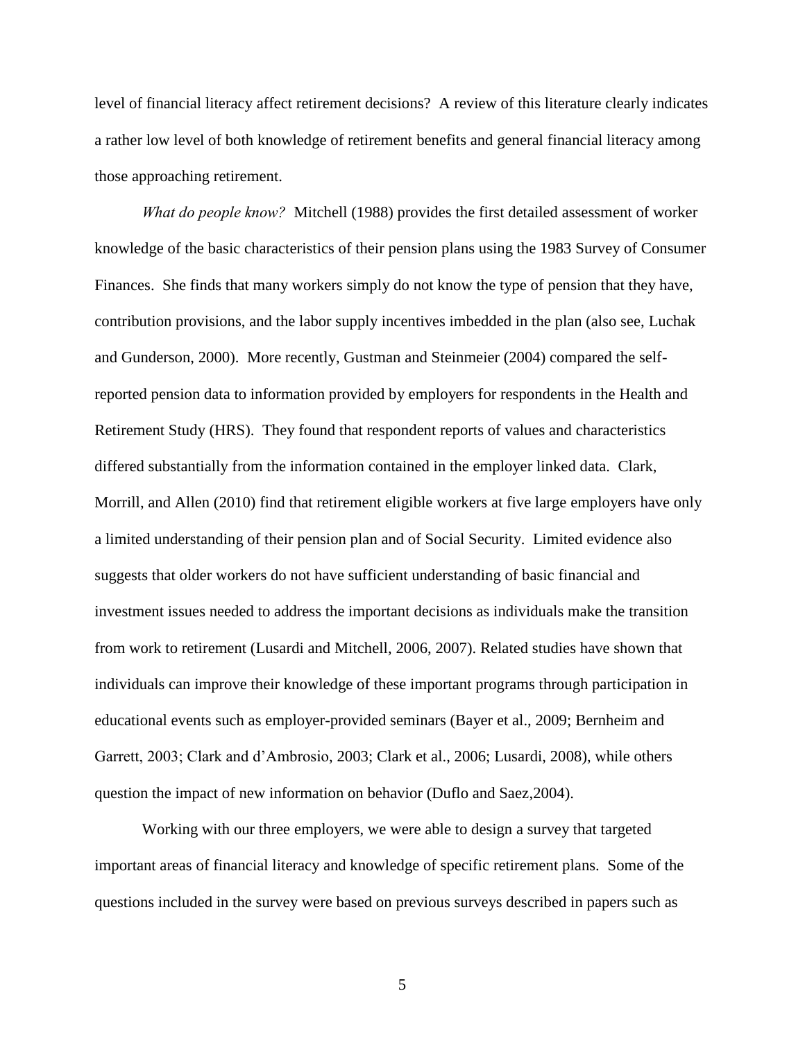level of financial literacy affect retirement decisions? A review of this literature clearly indicates a rather low level of both knowledge of retirement benefits and general financial literacy among those approaching retirement.

*What do people know?* Mitchell (1988) provides the first detailed assessment of worker knowledge of the basic characteristics of their pension plans using the 1983 Survey of Consumer Finances. She finds that many workers simply do not know the type of pension that they have, contribution provisions, and the labor supply incentives imbedded in the plan (also see, Luchak and Gunderson, 2000). More recently, Gustman and Steinmeier (2004) compared the self-reported pension data to information provided by employers for respondents in the Health and Retirement Study (HRS). They found that respondent reports of values and characteristics differed substantially from the information contained in the employer linked data. Clark, Morrill, and Allen (2010) find that retirement eligible workers at five large employers have only a limited understanding of their pension plan and of Social Security. Limited evidence also suggests that older workers do not have sufficient understanding of basic financial and investment issues needed to address the important decisions as individuals make the transition from work to retirement (Lusardi and Mitchell, 2006, 2007). Related studies have shown that individuals can improve their knowledge of these important programs through participation in educational events such as employer-provided seminars (Bayer et al., 2009; Bernheim and Garrett, 2003; Clark and d'Ambrosio, 2003; Clark et al., 2006; Lusardi, 2008), while others question the impact of new information on behavior (Duflo and Saez,2004).

Working with our three employers, we were able to design a survey that targeted important areas of financial literacy and knowledge of specific retirement plans. Some of the questions included in the survey were based on previous surveys described in papers such as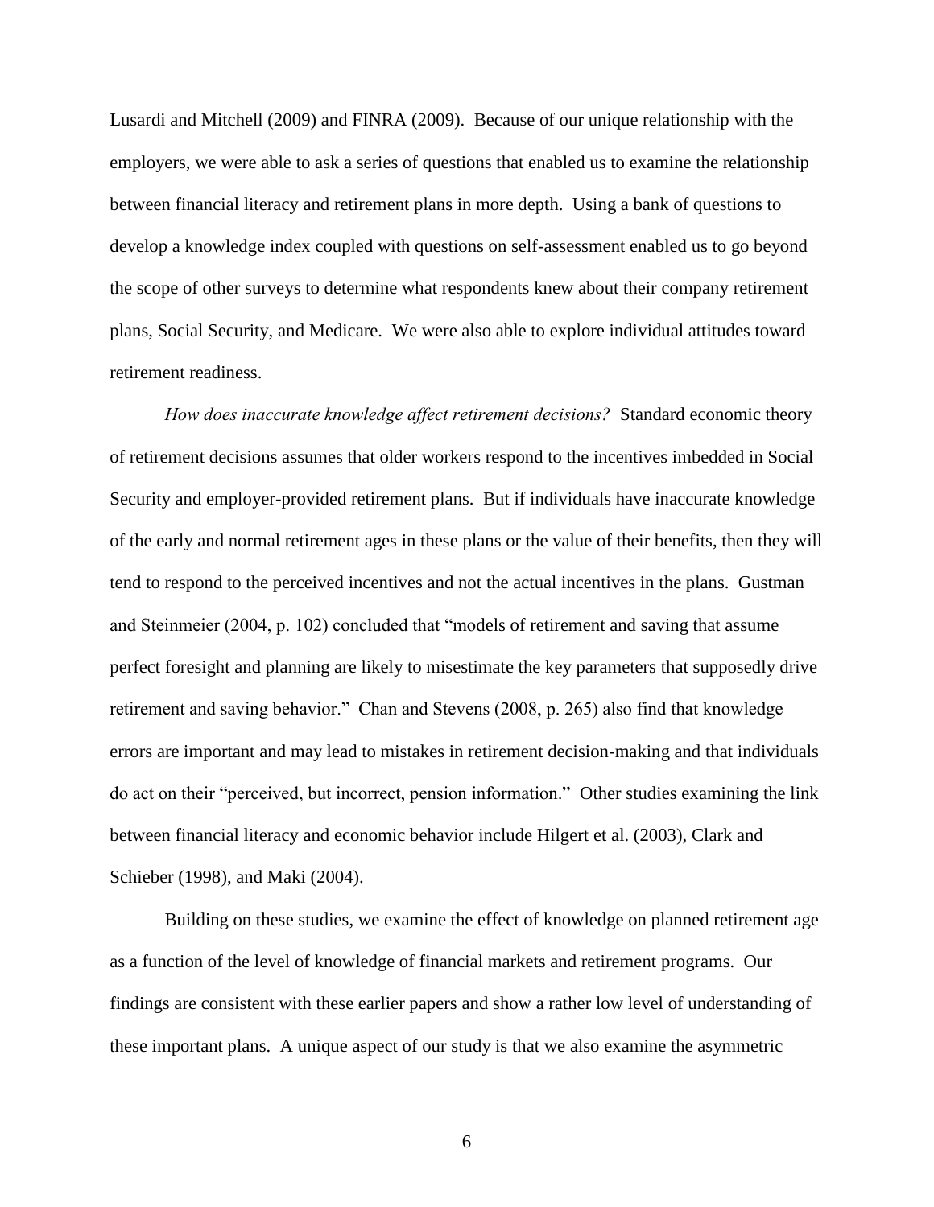Lusardi and Mitchell (2009) and FINRA (2009). Because of our unique relationship with the employers, we were able to ask a series of questions that enabled us to examine the relationship between financial literacy and retirement plans in more depth. Using a bank of questions to develop a knowledge index coupled with questions on self-assessment enabled us to go beyond the scope of other surveys to determine what respondents knew about their company retirement plans, Social Security, and Medicare. We were also able to explore individual attitudes toward retirement readiness.

*How does inaccurate knowledge affect retirement decisions?* Standard economic theory of retirement decisions assumes that older workers respond to the incentives imbedded in Social Security and employer-provided retirement plans. But if individuals have inaccurate knowledge of the early and normal retirement ages in these plans or the value of their benefits, then they will tend to respond to the perceived incentives and not the actual incentives in the plans. Gustman and Steinmeier (2004, p. 102) concluded that "models of retirement and saving that assume perfect foresight and planning are likely to misestimate the key parameters that supposedly drive retirement and saving behavior." Chan and Stevens (2008, p. 265) also find that knowledge errors are important and may lead to mistakes in retirement decision-making and that individuals do act on their "perceived, but incorrect, pension information." Other studies examining the link between financial literacy and economic behavior include Hilgert et al. (2003), Clark and Schieber (1998), and Maki (2004).

Building on these studies, we examine the effect of knowledge on planned retirement age as a function of the level of knowledge of financial markets and retirement programs. Our findings are consistent with these earlier papers and show a rather low level of understanding of these important plans. A unique aspect of our study is that we also examine the asymmetric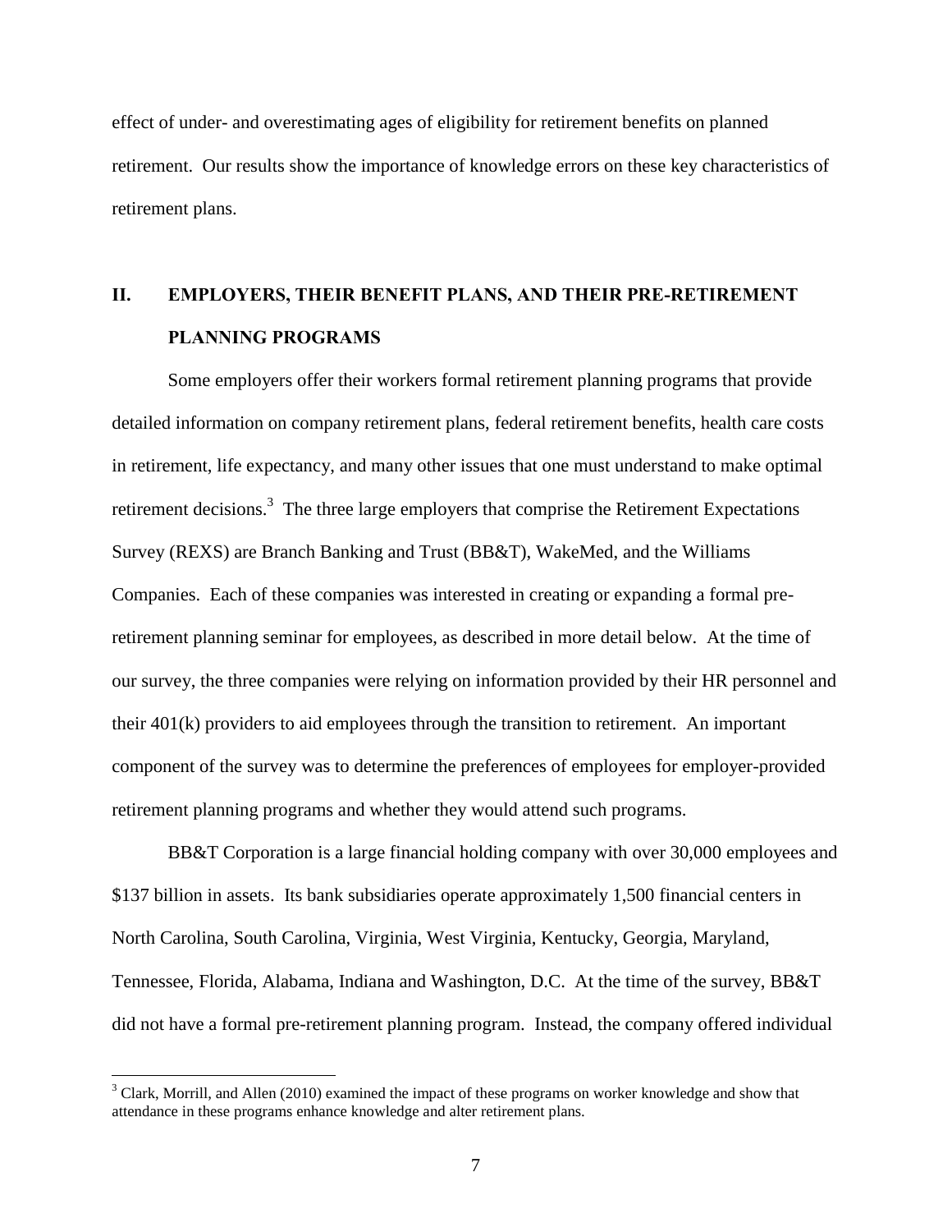effect of under- and overestimating ages of eligibility for retirement benefits on planned retirement. Our results show the importance of knowledge errors on these key characteristics of retirement plans.

## II. EMPLOYERS, THEIR BENEFIT PLANS, AND THEIR PRE-RETIREMENT PLANNING PROGRAMS

Some employers offer their workers formal retirement planning programs that provide detailed information on company retirement plans, federal retirement benefits, health care costs in retirement, life expectancy, and many other issues that one must understand to make optimal retirement decisions.[3] The three large employers that comprise the Retirement Expectations Survey (REXS) are Branch Banking and Trust (BB&T), WakeMed, and the Williams Companies. Each of these companies was interested in creating or expanding a formal pre-retirement planning seminar for employees, as described in more detail below. At the time of our survey, the three companies were relying on information provided by their HR personnel and their 401(k) providers to aid employees through the transition to retirement. An important component of the survey was to determine the preferences of employees for employer-provided retirement planning programs and whether they would attend such programs.

BB&T Corporation is a large financial holding company with over 30,000 employees and $137 billion in assets. Its bank subsidiaries operate approximately 1,500 financial centers in North Carolina, South Carolina, Virginia, West Virginia, Kentucky, Georgia, Maryland, Tennessee, Florida, Alabama, Indiana and Washington, D.C. At the time of the survey, BB&T did not have a formal pre-retirement planning program. Instead, the company offered individual

[3] Clark, Morrill, and Allen (2010) examined the impact of these programs on worker knowledge and show that attendance in these programs enhance knowledge and alter retirement plans.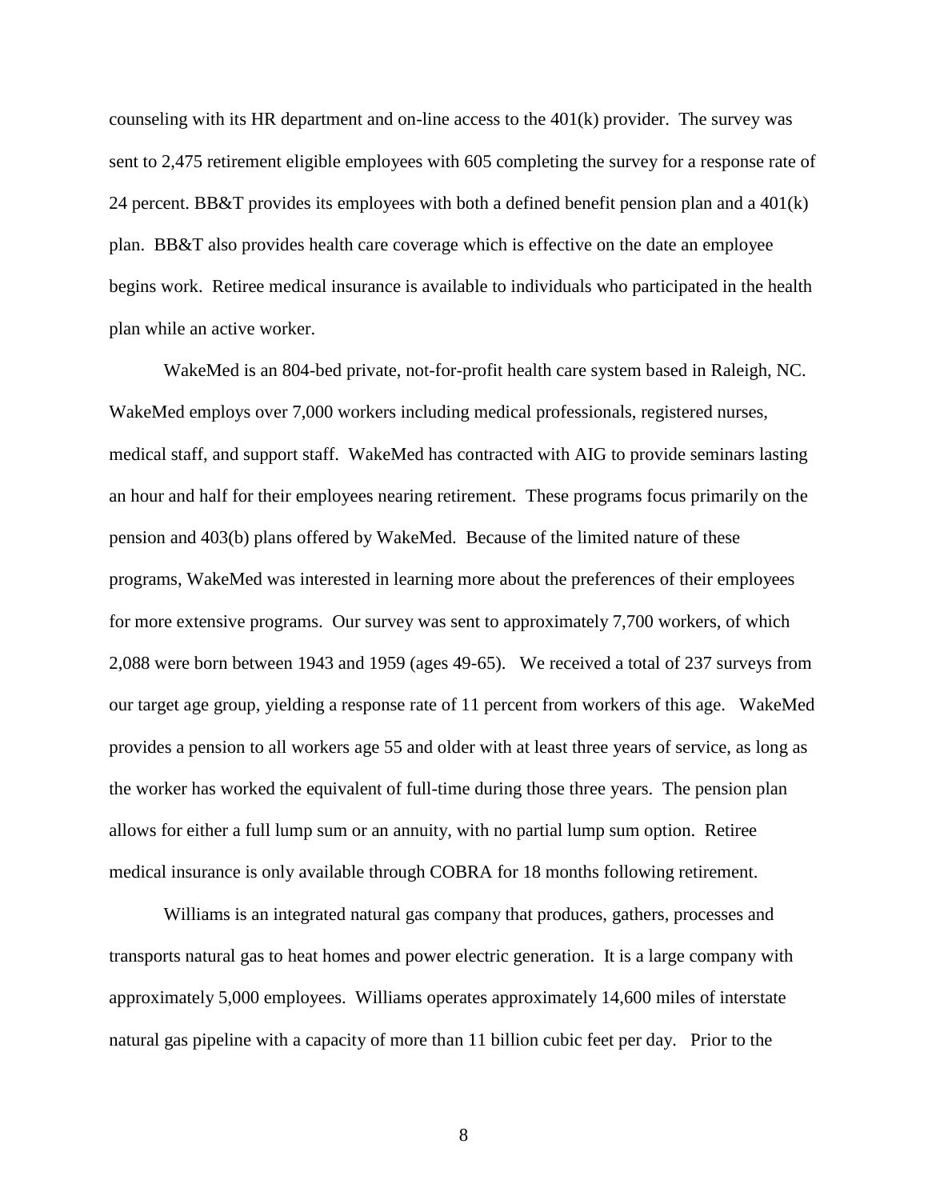counseling with its HR department and on-line access to the 401(k) provider. The survey was sent to 2,475 retirement eligible employees with 605 completing the survey for a response rate of 24 percent. BB&T provides its employees with both a defined benefit pension plan and a 401(k) plan. BB&T also provides health care coverage which is effective on the date an employee begins work. Retiree medical insurance is available to individuals who participated in the health plan while an active worker.

WakeMed is an 804-bed private, not-for-profit health care system based in Raleigh, NC. WakeMed employs over 7,000 workers including medical professionals, registered nurses, medical staff, and support staff. WakeMed has contracted with AIG to provide seminars lasting an hour and half for their employees nearing retirement. These programs focus primarily on the pension and 403(b) plans offered by WakeMed. Because of the limited nature of these programs, WakeMed was interested in learning more about the preferences of their employees for more extensive programs. Our survey was sent to approximately 7,700 workers, of which 2,088 were born between 1943 and 1959 (ages 49-65). We received a total of 237 surveys from our target age group, yielding a response rate of 11 percent from workers of this age. WakeMed provides a pension to all workers age 55 and older with at least three years of service, as long as the worker has worked the equivalent of full-time during those three years. The pension plan allows for either a full lump sum or an annuity, with no partial lump sum option. Retiree medical insurance is only available through COBRA for 18 months following retirement.

Williams is an integrated natural gas company that produces, gathers, processes and transports natural gas to heat homes and power electric generation. It is a large company with approximately 5,000 employees. Williams operates approximately 14,600 miles of interstate natural gas pipeline with a capacity of more than 11 billion cubic feet per day. Prior to the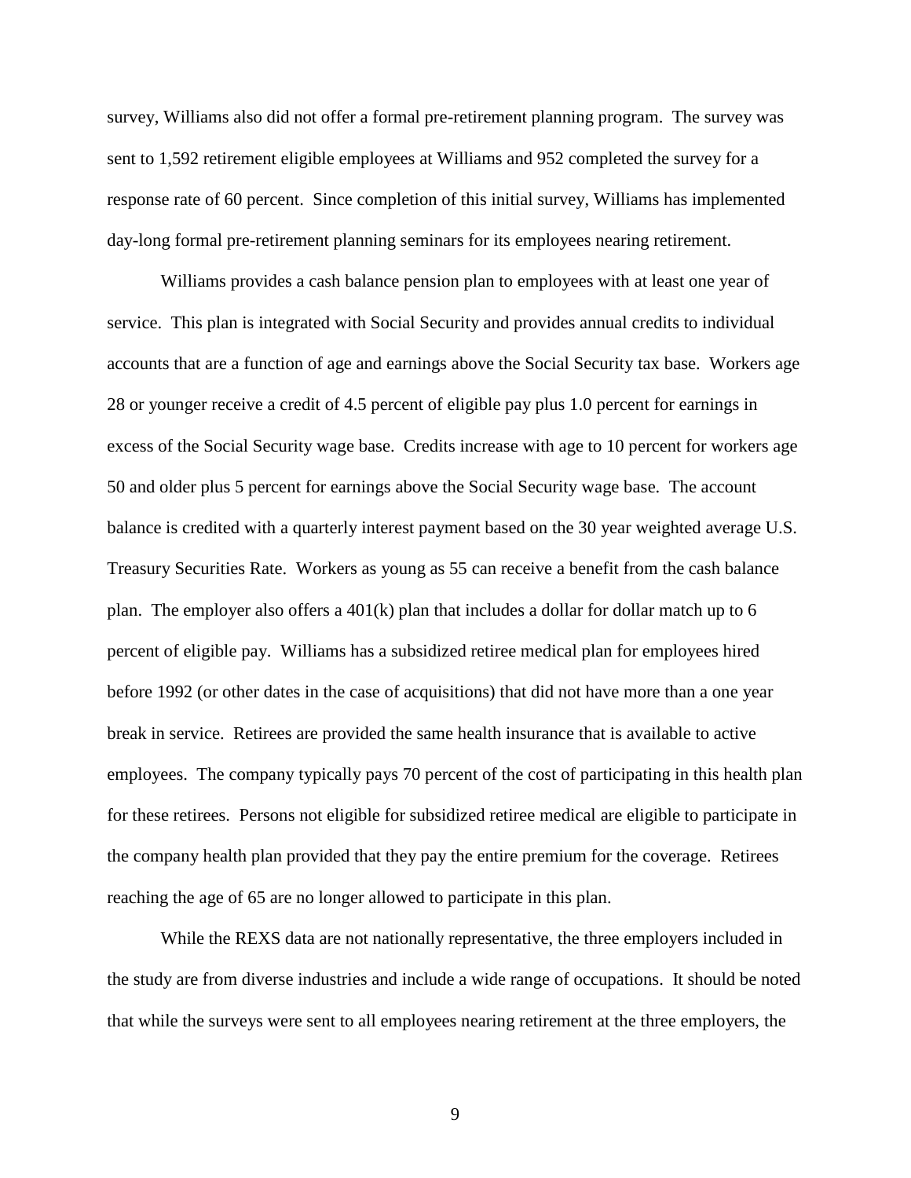survey, Williams also did not offer a formal pre-retirement planning program. The survey was sent to 1,592 retirement eligible employees at Williams and 952 completed the survey for a response rate of 60 percent. Since completion of this initial survey, Williams has implemented day-long formal pre-retirement planning seminars for its employees nearing retirement.

Williams provides a cash balance pension plan to employees with at least one year of service. This plan is integrated with Social Security and provides annual credits to individual accounts that are a function of age and earnings above the Social Security tax base. Workers age 28 or younger receive a credit of 4.5 percent of eligible pay plus 1.0 percent for earnings in excess of the Social Security wage base. Credits increase with age to 10 percent for workers age 50 and older plus 5 percent for earnings above the Social Security wage base. The account balance is credited with a quarterly interest payment based on the 30 year weighted average U.S. Treasury Securities Rate. Workers as young as 55 can receive a benefit from the cash balance plan. The employer also offers a 401(k) plan that includes a dollar for dollar match up to 6 percent of eligible pay. Williams has a subsidized retiree medical plan for employees hired before 1992 (or other dates in the case of acquisitions) that did not have more than a one year break in service. Retirees are provided the same health insurance that is available to active employees. The company typically pays 70 percent of the cost of participating in this health plan for these retirees. Persons not eligible for subsidized retiree medical are eligible to participate in the company health plan provided that they pay the entire premium for the coverage. Retirees reaching the age of 65 are no longer allowed to participate in this plan.

While the REXS data are not nationally representative, the three employers included in the study are from diverse industries and include a wide range of occupations. It should be noted that while the surveys were sent to all employees nearing retirement at the three employers, the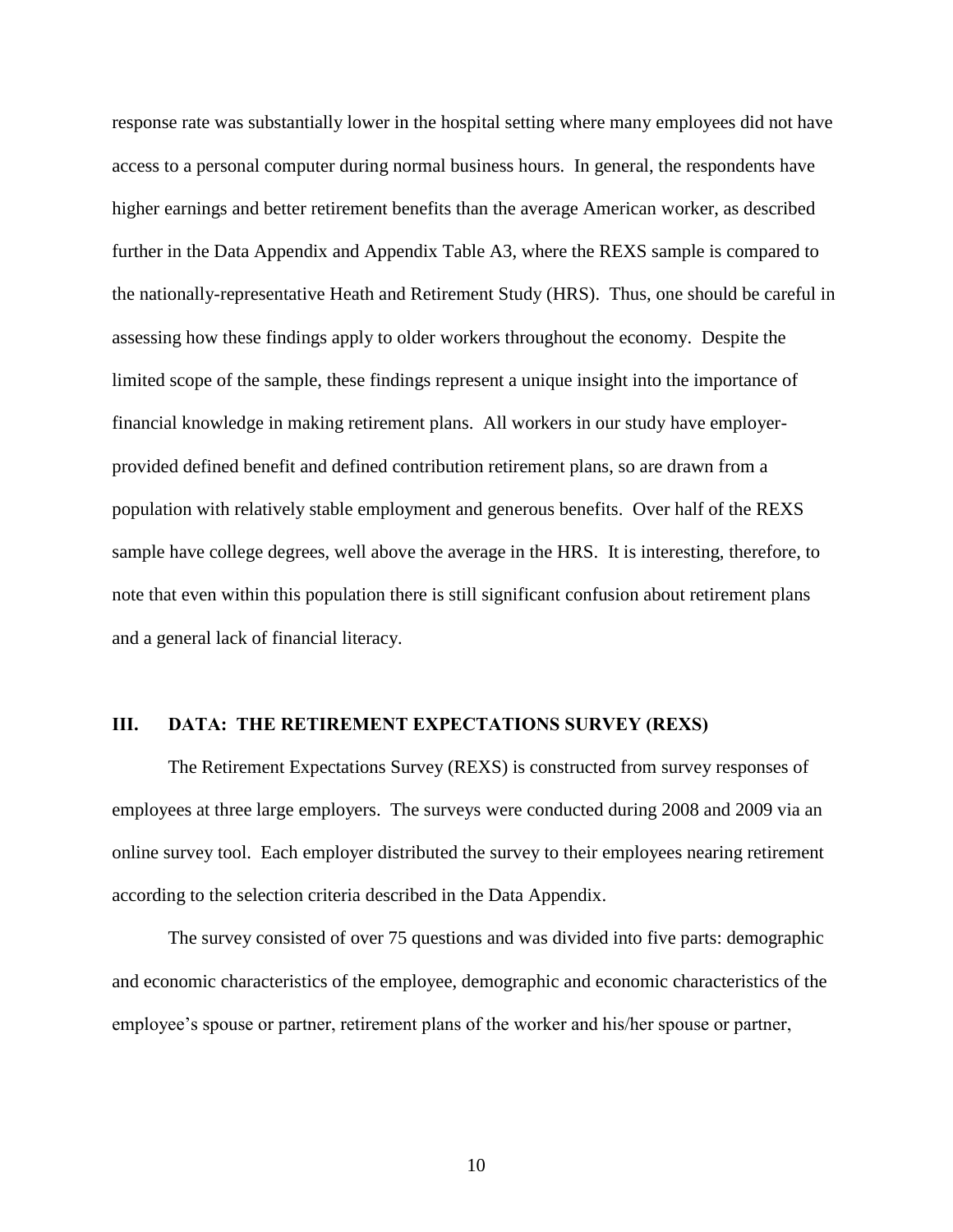response rate was substantially lower in the hospital setting where many employees did not have access to a personal computer during normal business hours. In general, the respondents have higher earnings and better retirement benefits than the average American worker, as described further in the Data Appendix and Appendix Table A3, where the REXS sample is compared to the nationally-representative Heath and Retirement Study (HRS). Thus, one should be careful in assessing how these findings apply to older workers throughout the economy. Despite the limited scope of the sample, these findings represent a unique insight into the importance of financial knowledge in making retirement plans. All workers in our study have employer-provided defined benefit and defined contribution retirement plans, so are drawn from a population with relatively stable employment and generous benefits. Over half of the REXS sample have college degrees, well above the average in the HRS. It is interesting, therefore, to note that even within this population there is still significant confusion about retirement plans and a general lack of financial literacy.

## III. DATA: THE RETIREMENT EXPECTATIONS SURVEY (REXS)

The Retirement Expectations Survey (REXS) is constructed from survey responses of employees at three large employers. The surveys were conducted during 2008 and 2009 via an online survey tool. Each employer distributed the survey to their employees nearing retirement according to the selection criteria described in the Data Appendix.

The survey consisted of over 75 questions and was divided into five parts: demographic and economic characteristics of the employee, demographic and economic characteristics of the employee's spouse or partner, retirement plans of the worker and his/her spouse or partner,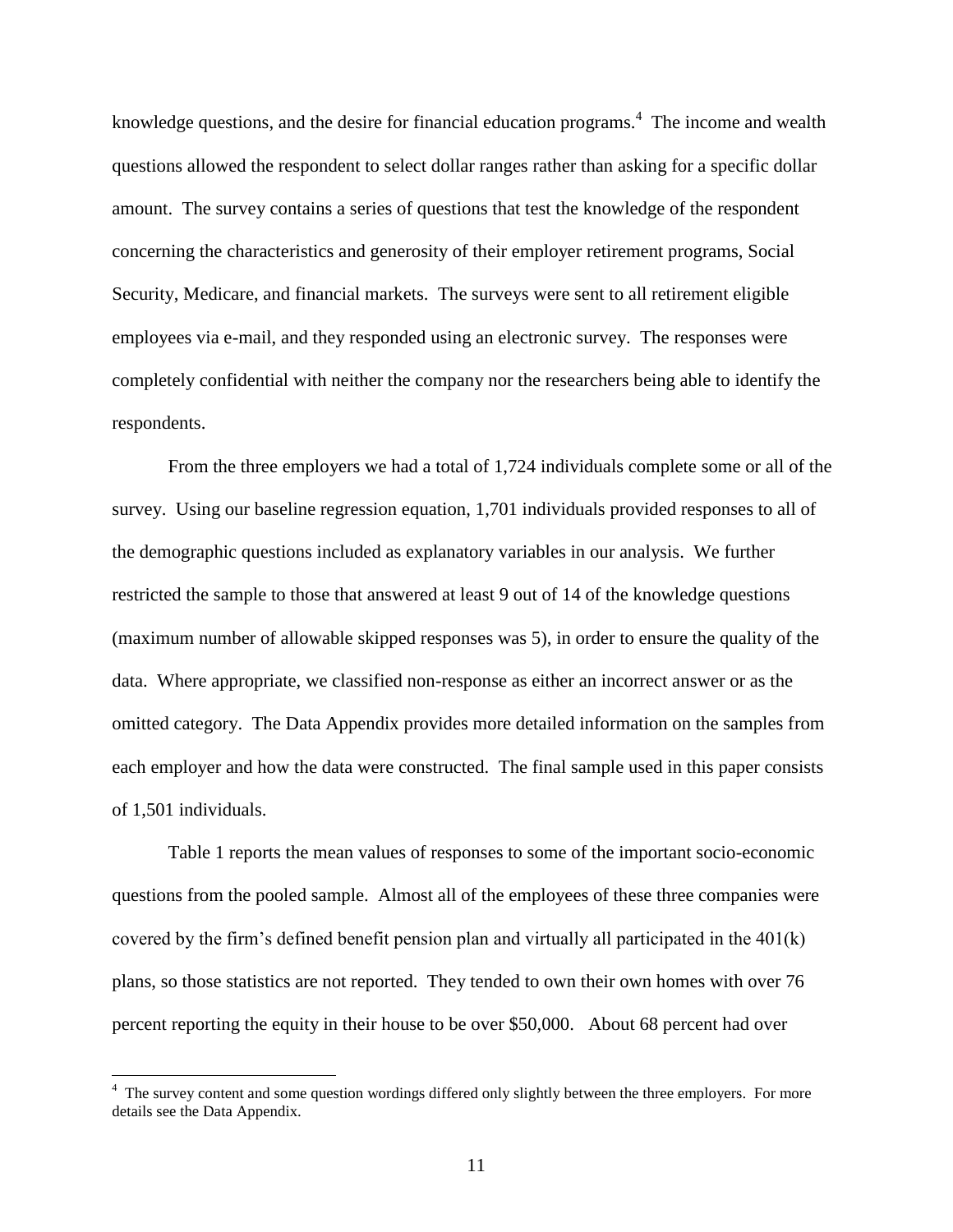knowledge questions, and the desire for financial education programs.[4] The income and wealth questions allowed the respondent to select dollar ranges rather than asking for a specific dollar amount. The survey contains a series of questions that test the knowledge of the respondent concerning the characteristics and generosity of their employer retirement programs, Social Security, Medicare, and financial markets. The surveys were sent to all retirement eligible employees via e-mail, and they responded using an electronic survey. The responses were completely confidential with neither the company nor the researchers being able to identify the respondents.

From the three employers we had a total of 1,724 individuals complete some or all of the survey. Using our baseline regression equation, 1,701 individuals provided responses to all of the demographic questions included as explanatory variables in our analysis. We further restricted the sample to those that answered at least 9 out of 14 of the knowledge questions (maximum number of allowable skipped responses was 5), in order to ensure the quality of the data. Where appropriate, we classified non-response as either an incorrect answer or as the omitted category. The Data Appendix provides more detailed information on the samples from each employer and how the data were constructed. The final sample used in this paper consists of 1,501 individuals.

Table 1 reports the mean values of responses to some of the important socio-economic questions from the pooled sample. Almost all of the employees of these three companies were covered by the firm's defined benefit pension plan and virtually all participated in the 401(k) plans, so those statistics are not reported. They tended to own their own homes with over 76 percent reporting the equity in their house to be over $50,000. About 68 percent had over

[4] The survey content and some question wordings differed only slightly between the three employers. For more details see the Data Appendix.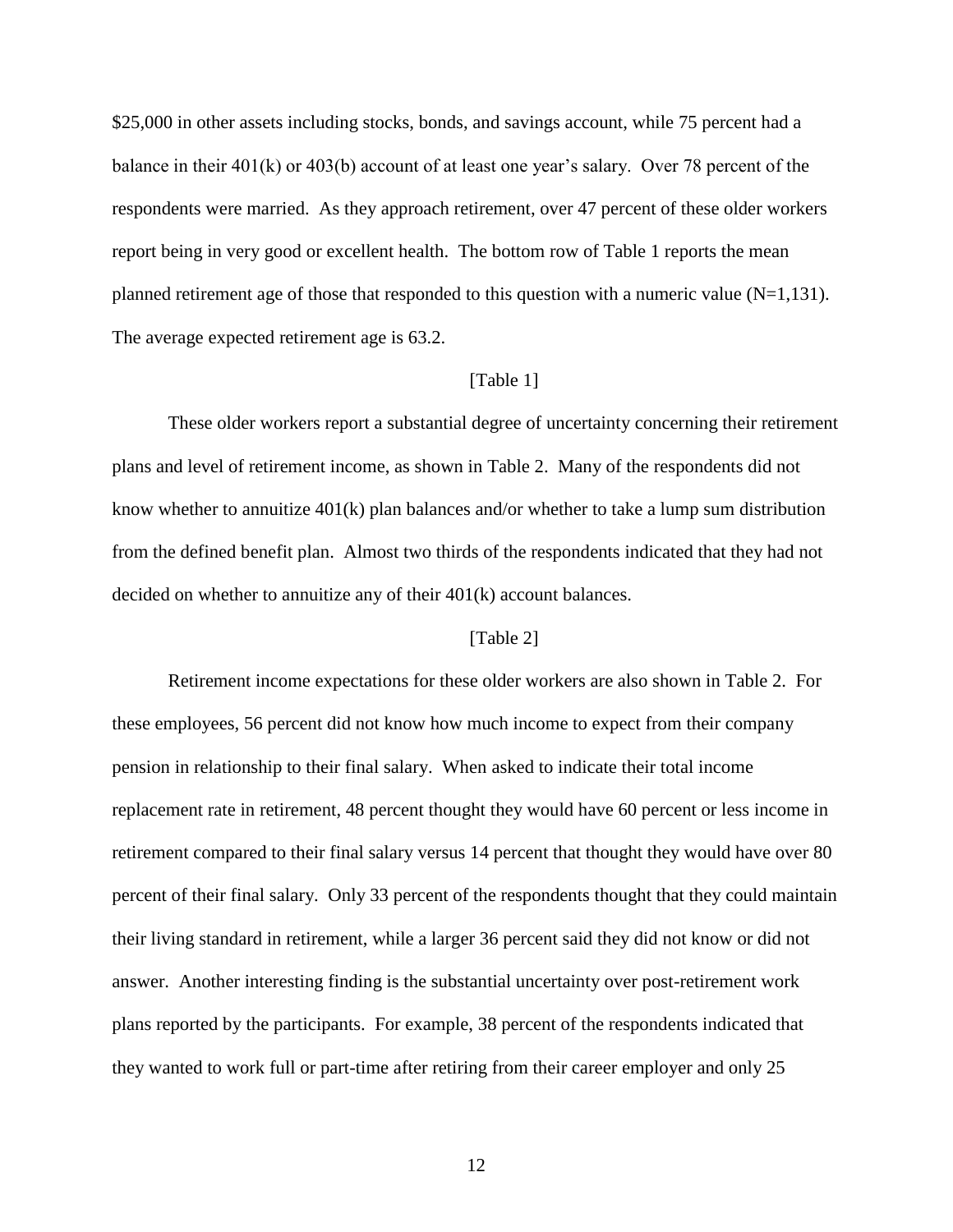$25,000 in other assets including stocks, bonds, and savings account, while 75 percent had a balance in their 401(k) or 403(b) account of at least one year's salary. Over 78 percent of the respondents were married. As they approach retirement, over 47 percent of these older workers report being in very good or excellent health. The bottom row of Table 1 reports the mean planned retirement age of those that responded to this question with a numeric value (N=1,131). The average expected retirement age is 63.2.

[Table 1]

These older workers report a substantial degree of uncertainty concerning their retirement plans and level of retirement income, as shown in Table 2. Many of the respondents did not know whether to annuitize 401(k) plan balances and/or whether to take a lump sum distribution from the defined benefit plan. Almost two thirds of the respondents indicated that they had not decided on whether to annuitize any of their 401(k) account balances.

[Table 2]

Retirement income expectations for these older workers are also shown in Table 2. For these employees, 56 percent did not know how much income to expect from their company pension in relationship to their final salary. When asked to indicate their total income replacement rate in retirement, 48 percent thought they would have 60 percent or less income in retirement compared to their final salary versus 14 percent that thought they would have over 80 percent of their final salary. Only 33 percent of the respondents thought that they could maintain their living standard in retirement, while a larger 36 percent said they did not know or did not answer. Another interesting finding is the substantial uncertainty over post-retirement work plans reported by the participants. For example, 38 percent of the respondents indicated that they wanted to work full or part-time after retiring from their career employer and only 25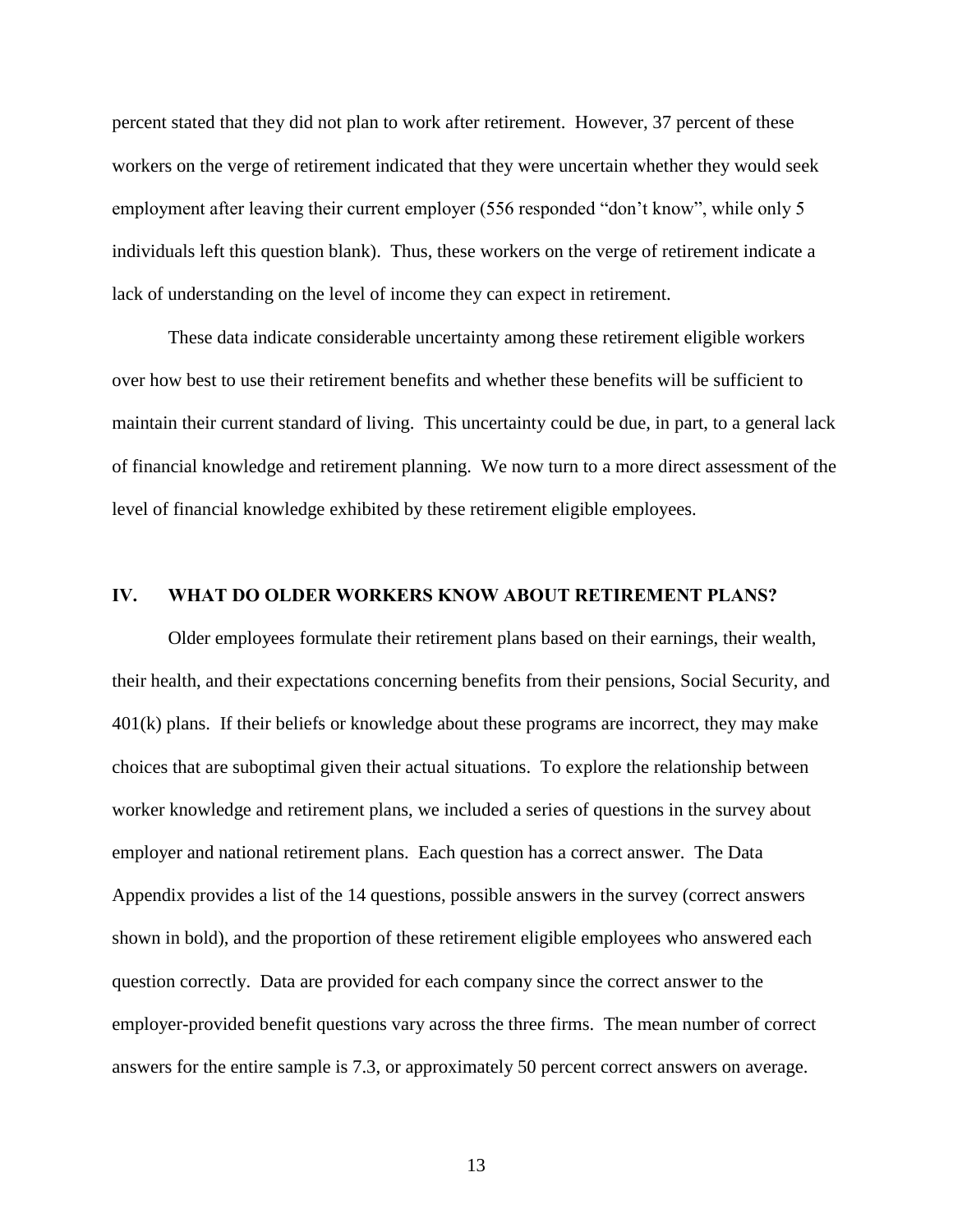percent stated that they did not plan to work after retirement. However, 37 percent of these workers on the verge of retirement indicated that they were uncertain whether they would seek employment after leaving their current employer (556 responded "don't know", while only 5 individuals left this question blank). Thus, these workers on the verge of retirement indicate a lack of understanding on the level of income they can expect in retirement.

These data indicate considerable uncertainty among these retirement eligible workers over how best to use their retirement benefits and whether these benefits will be sufficient to maintain their current standard of living. This uncertainty could be due, in part, to a general lack of financial knowledge and retirement planning. We now turn to a more direct assessment of the level of financial knowledge exhibited by these retirement eligible employees.

## IV. WHAT DO OLDER WORKERS KNOW ABOUT RETIREMENT PLANS?

Older employees formulate their retirement plans based on their earnings, their wealth, their health, and their expectations concerning benefits from their pensions, Social Security, and 401(k) plans. If their beliefs or knowledge about these programs are incorrect, they may make choices that are suboptimal given their actual situations. To explore the relationship between worker knowledge and retirement plans, we included a series of questions in the survey about employer and national retirement plans. Each question has a correct answer. The Data Appendix provides a list of the 14 questions, possible answers in the survey (correct answers shown in bold), and the proportion of these retirement eligible employees who answered each question correctly. Data are provided for each company since the correct answer to the employer-provided benefit questions vary across the three firms. The mean number of correct answers for the entire sample is 7.3, or approximately 50 percent correct answers on average.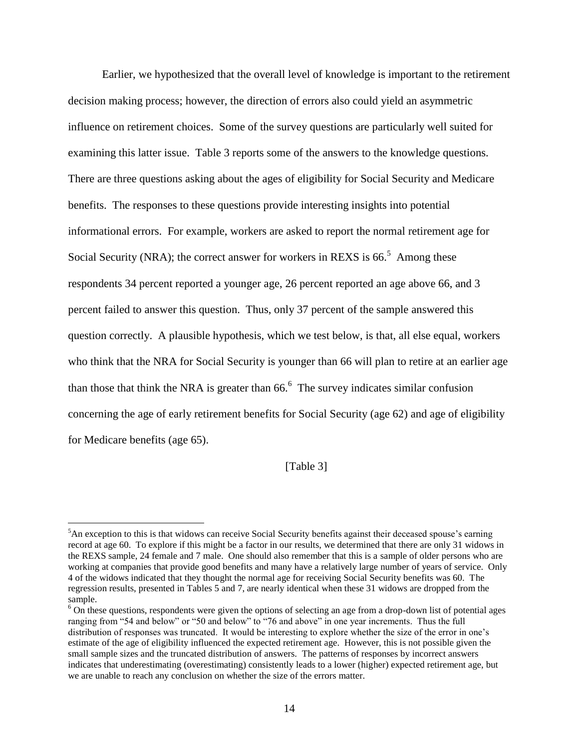Earlier, we hypothesized that the overall level of knowledge is important to the retirement decision making process; however, the direction of errors also could yield an asymmetric influence on retirement choices. Some of the survey questions are particularly well suited for examining this latter issue. Table 3 reports some of the answers to the knowledge questions. There are three questions asking about the ages of eligibility for Social Security and Medicare benefits. The responses to these questions provide interesting insights into potential informational errors. For example, workers are asked to report the normal retirement age for Social Security (NRA); the correct answer for workers in REXS is 66.[5] Among these respondents 34 percent reported a younger age, 26 percent reported an age above 66, and 3 percent failed to answer this question. Thus, only 37 percent of the sample answered this question correctly. A plausible hypothesis, which we test below, is that, all else equal, workers who think that the NRA for Social Security is younger than 66 will plan to retire at an earlier age than those that think the NRA is greater than 66.[6] The survey indicates similar confusion concerning the age of early retirement benefits for Social Security (age 62) and age of eligibility for Medicare benefits (age 65).

[Table 3]

---

[5] An exception to this is that widows can receive Social Security benefits against their deceased spouse's earning record at age 60. To explore if this might be a factor in our results, we determined that there are only 31 widows in the REXS sample, 24 female and 7 male. One should also remember that this is a sample of older persons who are working at companies that provide good benefits and many have a relatively large number of years of service. Only 4 of the widows indicated that they thought the normal age for receiving Social Security benefits was 60. The regression results, presented in Tables 5 and 7, are nearly identical when these 31 widows are dropped from the sample.

[6] On these questions, respondents were given the options of selecting an age from a drop-down list of potential ages ranging from "54 and below" or "50 and below" to "76 and above" in one year increments. Thus the full distribution of responses was truncated. It would be interesting to explore whether the size of the error in one's estimate of the age of eligibility influenced the expected retirement age. However, this is not possible given the small sample sizes and the truncated distribution of answers. The patterns of responses by incorrect answers indicates that underestimating (overestimating) consistently leads to a lower (higher) expected retirement age, but we are unable to reach any conclusion on whether the size of the errors matter.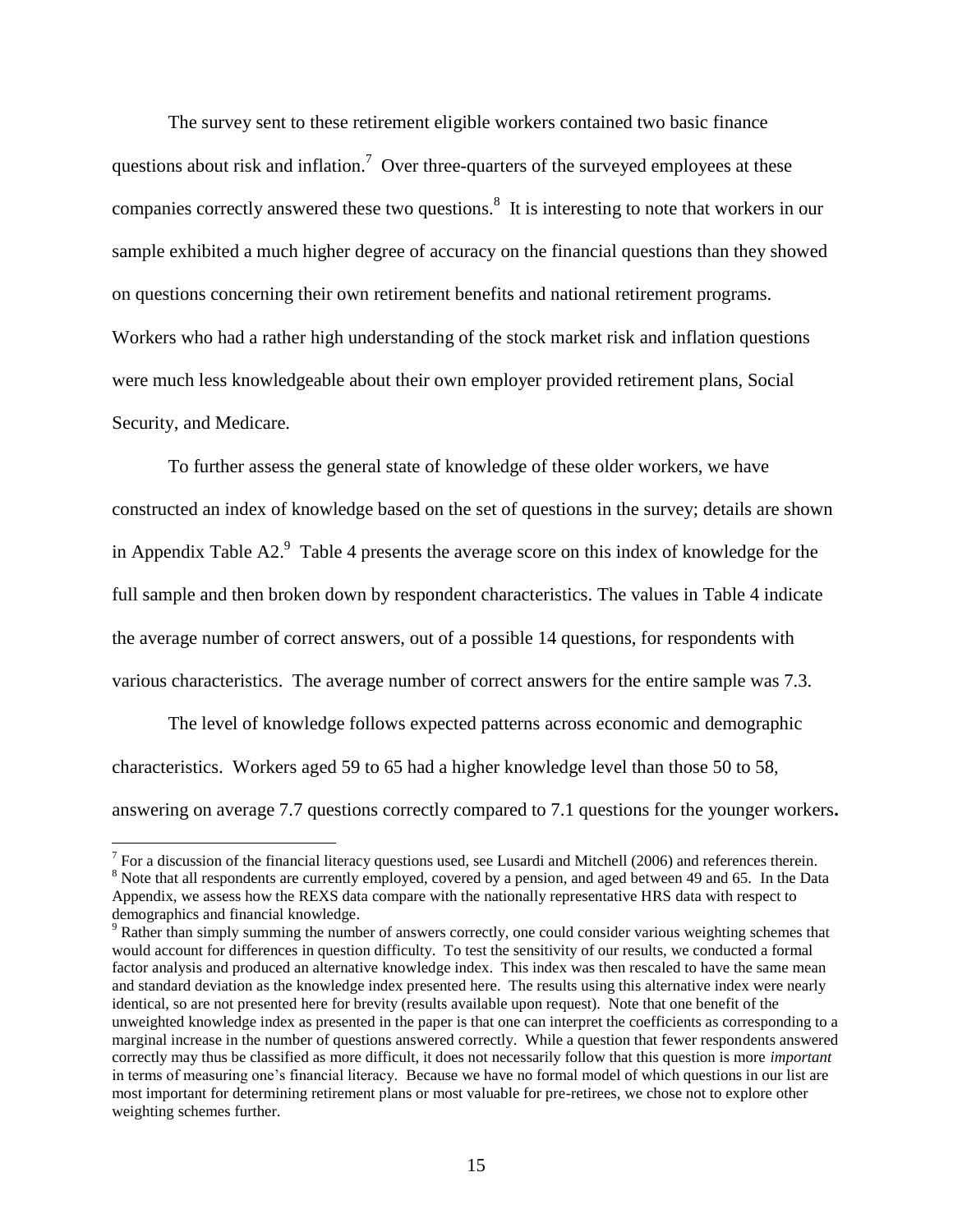The survey sent to these retirement eligible workers contained two basic finance questions about risk and inflation.[7] Over three-quarters of the surveyed employees at these companies correctly answered these two questions.[8] It is interesting to note that workers in our sample exhibited a much higher degree of accuracy on the financial questions than they showed on questions concerning their own retirement benefits and national retirement programs. Workers who had a rather high understanding of the stock market risk and inflation questions were much less knowledgeable about their own employer provided retirement plans, Social Security, and Medicare.

To further assess the general state of knowledge of these older workers, we have constructed an index of knowledge based on the set of questions in the survey; details are shown in Appendix Table A2.[9] Table 4 presents the average score on this index of knowledge for the full sample and then broken down by respondent characteristics. The values in Table 4 indicate the average number of correct answers, out of a possible 14 questions, for respondents with various characteristics. The average number of correct answers for the entire sample was 7.3.

The level of knowledge follows expected patterns across economic and demographic characteristics. Workers aged 59 to 65 had a higher knowledge level than those 50 to 58, answering on average 7.7 questions correctly compared to 7.1 questions for the younger workers**.**

---

[7] For a discussion of the financial literacy questions used, see Lusardi and Mitchell (2006) and references therein.

[8] Note that all respondents are currently employed, covered by a pension, and aged between 49 and 65. In the Data Appendix, we assess how the REXS data compare with the nationally representative HRS data with respect to demographics and financial knowledge.

[9] Rather than simply summing the number of answers correctly, one could consider various weighting schemes that would account for differences in question difficulty. To test the sensitivity of our results, we conducted a formal factor analysis and produced an alternative knowledge index. This index was then rescaled to have the same mean and standard deviation as the knowledge index presented here. The results using this alternative index were nearly identical, so are not presented here for brevity (results available upon request). Note that one benefit of the unweighted knowledge index as presented in the paper is that one can interpret the coefficients as corresponding to a marginal increase in the number of questions answered correctly. While a question that fewer respondents answered correctly may thus be classified as more difficult, it does not necessarily follow that this question is more *important* in terms of measuring one's financial literacy. Because we have no formal model of which questions in our list are most important for determining retirement plans or most valuable for pre-retirees, we chose not to explore other weighting schemes further.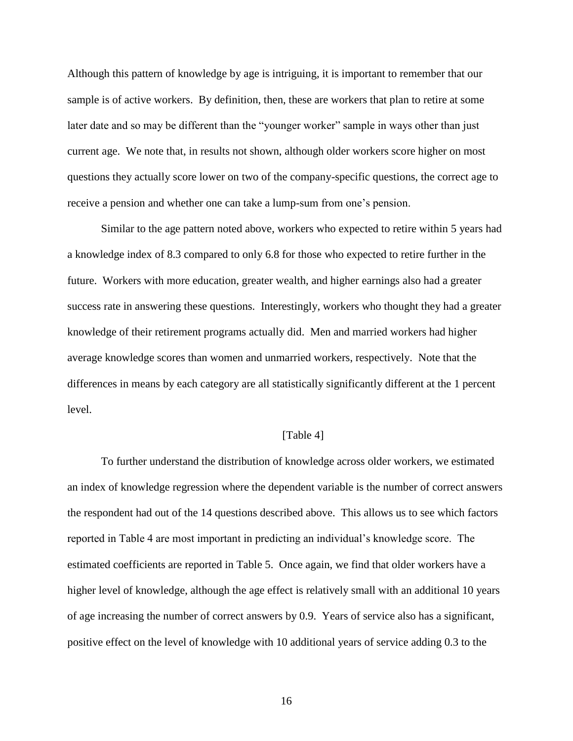Although this pattern of knowledge by age is intriguing, it is important to remember that our sample is of active workers. By definition, then, these are workers that plan to retire at some later date and so may be different than the "younger worker" sample in ways other than just current age. We note that, in results not shown, although older workers score higher on most questions they actually score lower on two of the company-specific questions, the correct age to receive a pension and whether one can take a lump-sum from one's pension.

Similar to the age pattern noted above, workers who expected to retire within 5 years had a knowledge index of 8.3 compared to only 6.8 for those who expected to retire further in the future. Workers with more education, greater wealth, and higher earnings also had a greater success rate in answering these questions. Interestingly, workers who thought they had a greater knowledge of their retirement programs actually did. Men and married workers had higher average knowledge scores than women and unmarried workers, respectively. Note that the differences in means by each category are all statistically significantly different at the 1 percent level.

[Table 4]

To further understand the distribution of knowledge across older workers, we estimated an index of knowledge regression where the dependent variable is the number of correct answers the respondent had out of the 14 questions described above. This allows us to see which factors reported in Table 4 are most important in predicting an individual's knowledge score. The estimated coefficients are reported in Table 5. Once again, we find that older workers have a higher level of knowledge, although the age effect is relatively small with an additional 10 years of age increasing the number of correct answers by 0.9. Years of service also has a significant, positive effect on the level of knowledge with 10 additional years of service adding 0.3 to the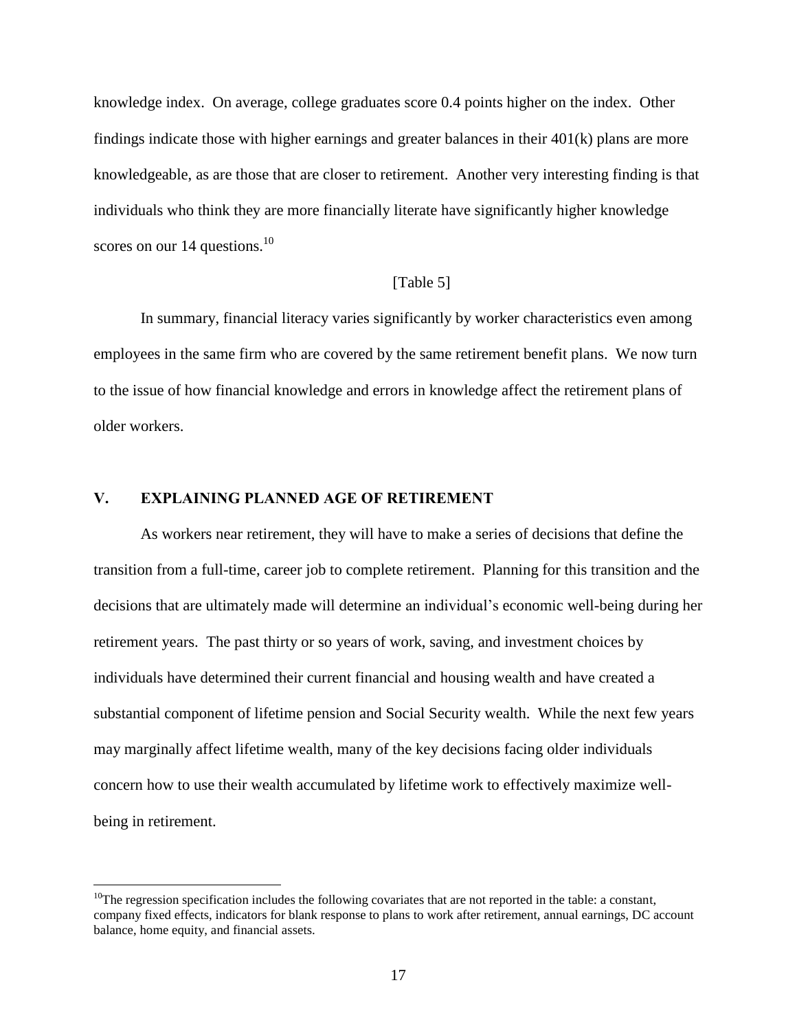knowledge index. On average, college graduates score 0.4 points higher on the index. Other findings indicate those with higher earnings and greater balances in their 401(k) plans are more knowledgeable, as are those that are closer to retirement. Another very interesting finding is that individuals who think they are more financially literate have significantly higher knowledge scores on our 14 questions.[10]

[Table 5]

In summary, financial literacy varies significantly by worker characteristics even among employees in the same firm who are covered by the same retirement benefit plans. We now turn to the issue of how financial knowledge and errors in knowledge affect the retirement plans of older workers.

## V. EXPLAINING PLANNED AGE OF RETIREMENT

As workers near retirement, they will have to make a series of decisions that define the transition from a full-time, career job to complete retirement. Planning for this transition and the decisions that are ultimately made will determine an individual's economic well-being during her retirement years. The past thirty or so years of work, saving, and investment choices by individuals have determined their current financial and housing wealth and have created a substantial component of lifetime pension and Social Security wealth. While the next few years may marginally affect lifetime wealth, many of the key decisions facing older individuals concern how to use their wealth accumulated by lifetime work to effectively maximize well-being in retirement.

---

[10]The regression specification includes the following covariates that are not reported in the table: a constant, company fixed effects, indicators for blank response to plans to work after retirement, annual earnings, DC account balance, home equity, and financial assets.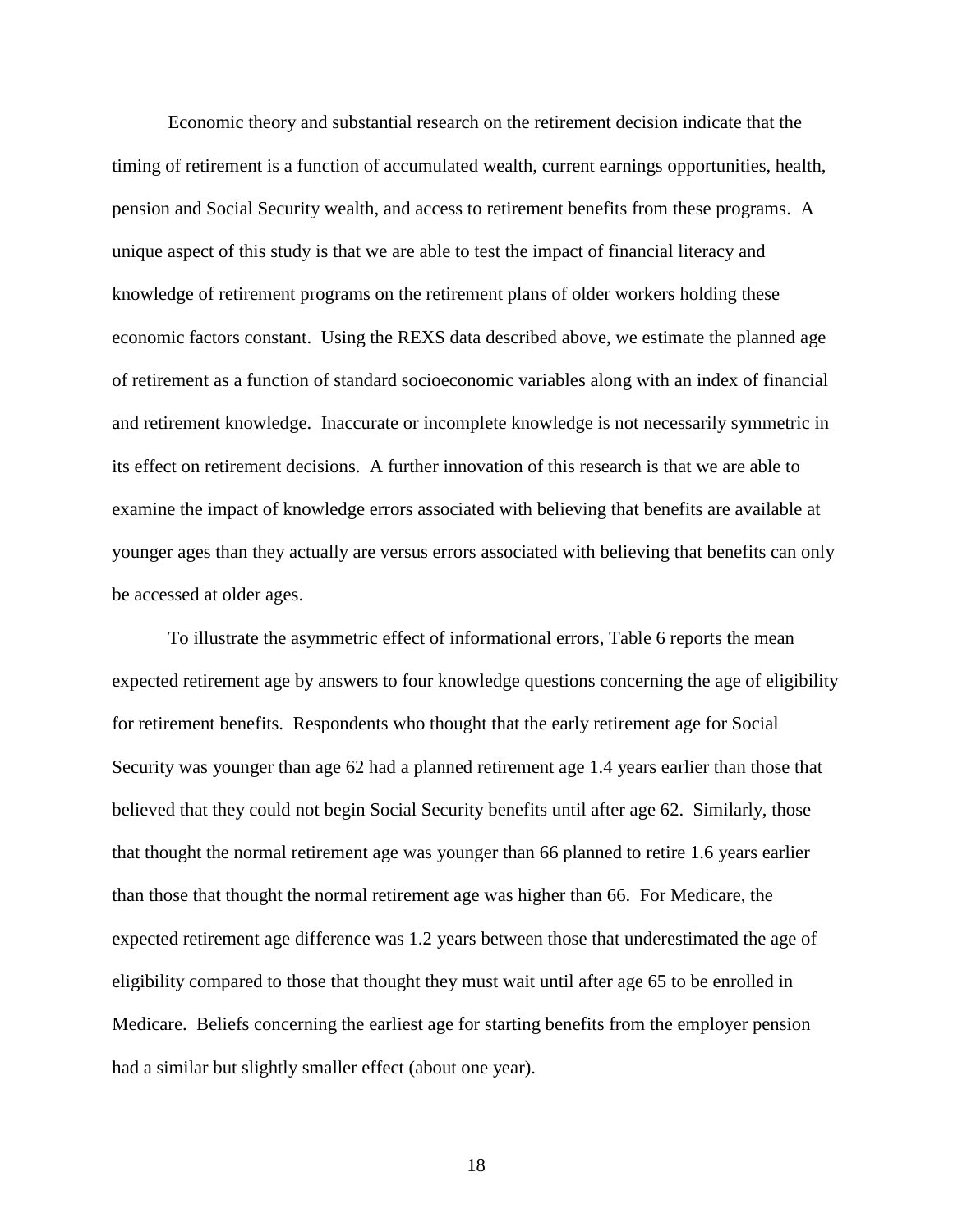Economic theory and substantial research on the retirement decision indicate that the timing of retirement is a function of accumulated wealth, current earnings opportunities, health, pension and Social Security wealth, and access to retirement benefits from these programs. A unique aspect of this study is that we are able to test the impact of financial literacy and knowledge of retirement programs on the retirement plans of older workers holding these economic factors constant. Using the REXS data described above, we estimate the planned age of retirement as a function of standard socioeconomic variables along with an index of financial and retirement knowledge. Inaccurate or incomplete knowledge is not necessarily symmetric in its effect on retirement decisions. A further innovation of this research is that we are able to examine the impact of knowledge errors associated with believing that benefits are available at younger ages than they actually are versus errors associated with believing that benefits can only be accessed at older ages.

To illustrate the asymmetric effect of informational errors, Table 6 reports the mean expected retirement age by answers to four knowledge questions concerning the age of eligibility for retirement benefits. Respondents who thought that the early retirement age for Social Security was younger than age 62 had a planned retirement age 1.4 years earlier than those that believed that they could not begin Social Security benefits until after age 62. Similarly, those that thought the normal retirement age was younger than 66 planned to retire 1.6 years earlier than those that thought the normal retirement age was higher than 66. For Medicare, the expected retirement age difference was 1.2 years between those that underestimated the age of eligibility compared to those that thought they must wait until after age 65 to be enrolled in Medicare. Beliefs concerning the earliest age for starting benefits from the employer pension had a similar but slightly smaller effect (about one year).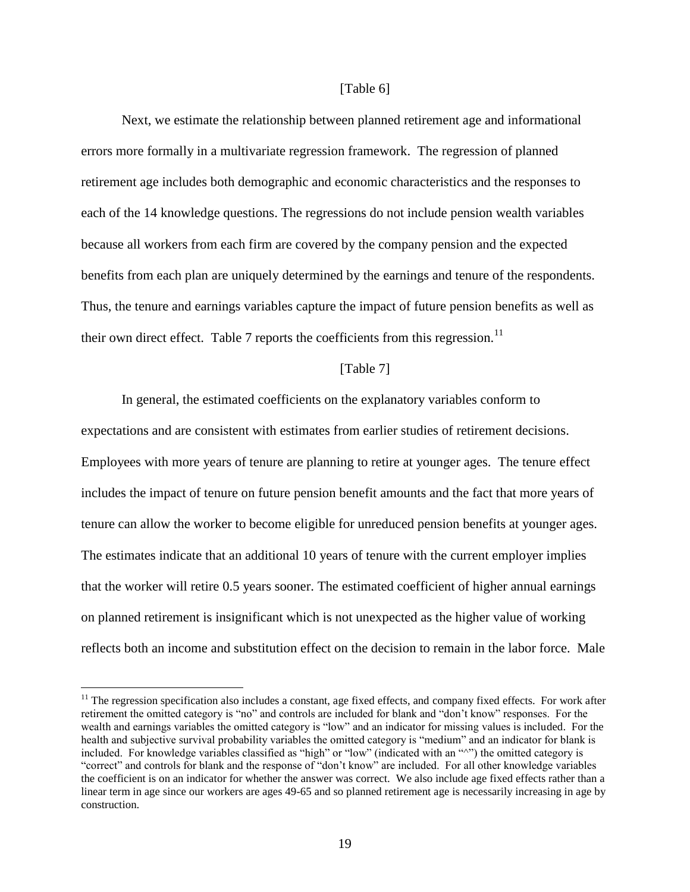[Table 6]

Next, we estimate the relationship between planned retirement age and informational errors more formally in a multivariate regression framework. The regression of planned retirement age includes both demographic and economic characteristics and the responses to each of the 14 knowledge questions. The regressions do not include pension wealth variables because all workers from each firm are covered by the company pension and the expected benefits from each plan are uniquely determined by the earnings and tenure of the respondents. Thus, the tenure and earnings variables capture the impact of future pension benefits as well as their own direct effect. Table 7 reports the coefficients from this regression.[11]

[Table 7]

In general, the estimated coefficients on the explanatory variables conform to expectations and are consistent with estimates from earlier studies of retirement decisions. Employees with more years of tenure are planning to retire at younger ages. The tenure effect includes the impact of tenure on future pension benefit amounts and the fact that more years of tenure can allow the worker to become eligible for unreduced pension benefits at younger ages. The estimates indicate that an additional 10 years of tenure with the current employer implies that the worker will retire 0.5 years sooner. The estimated coefficient of higher annual earnings on planned retirement is insignificant which is not unexpected as the higher value of working reflects both an income and substitution effect on the decision to remain in the labor force. Male

---

[11] The regression specification also includes a constant, age fixed effects, and company fixed effects. For work after retirement the omitted category is "no" and controls are included for blank and "don't know" responses. For the wealth and earnings variables the omitted category is "low" and an indicator for missing values is included. For the health and subjective survival probability variables the omitted category is "medium" and an indicator for blank is included. For knowledge variables classified as "high" or "low" (indicated with an "^") the omitted category is "correct" and controls for blank and the response of "don't know" are included. For all other knowledge variables the coefficient is on an indicator for whether the answer was correct. We also include age fixed effects rather than a linear term in age since our workers are ages 49-65 and so planned retirement age is necessarily increasing in age by construction.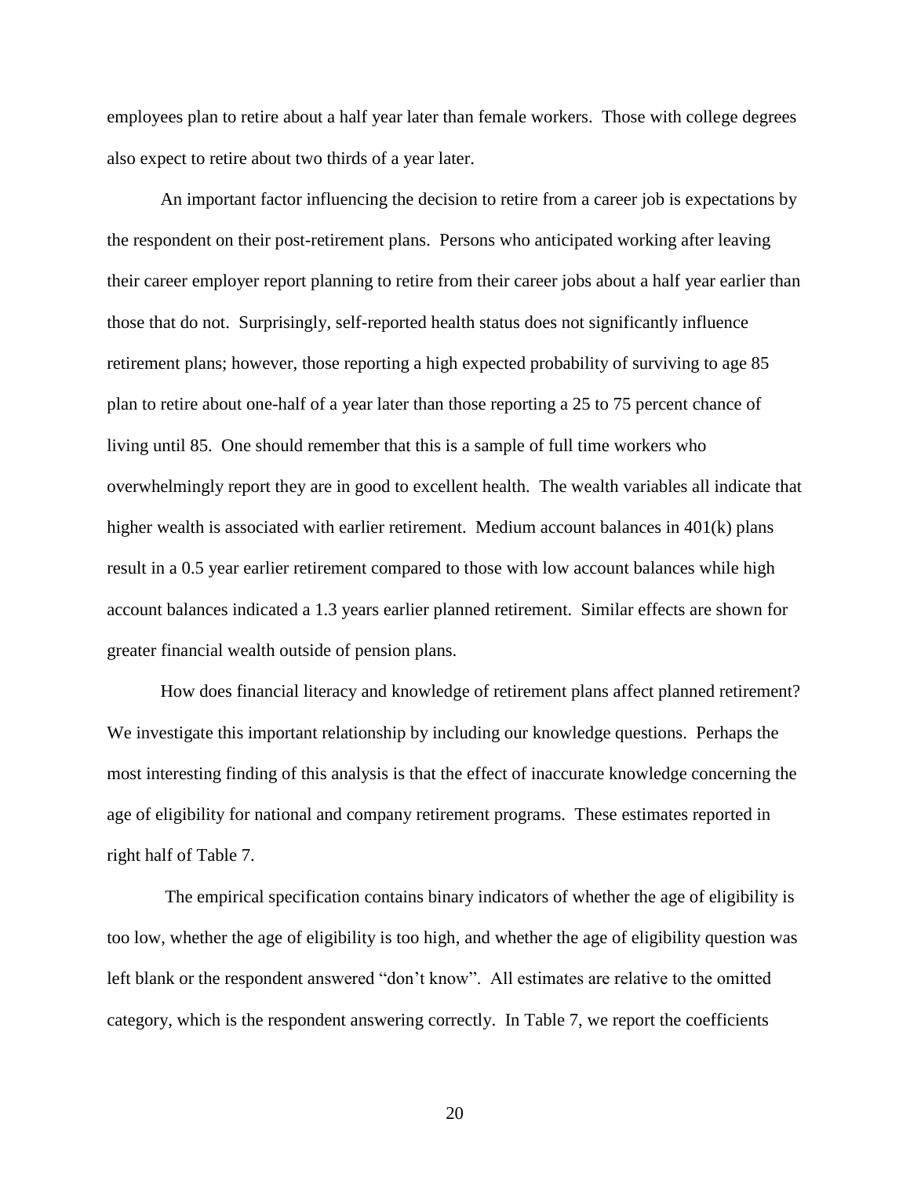employees plan to retire about a half year later than female workers. Those with college degrees also expect to retire about two thirds of a year later.

An important factor influencing the decision to retire from a career job is expectations by the respondent on their post-retirement plans. Persons who anticipated working after leaving their career employer report planning to retire from their career jobs about a half year earlier than those that do not. Surprisingly, self-reported health status does not significantly influence retirement plans; however, those reporting a high expected probability of surviving to age 85 plan to retire about one-half of a year later than those reporting a 25 to 75 percent chance of living until 85. One should remember that this is a sample of full time workers who overwhelmingly report they are in good to excellent health. The wealth variables all indicate that higher wealth is associated with earlier retirement. Medium account balances in 401(k) plans result in a 0.5 year earlier retirement compared to those with low account balances while high account balances indicated a 1.3 years earlier planned retirement. Similar effects are shown for greater financial wealth outside of pension plans.

How does financial literacy and knowledge of retirement plans affect planned retirement? We investigate this important relationship by including our knowledge questions. Perhaps the most interesting finding of this analysis is that the effect of inaccurate knowledge concerning the age of eligibility for national and company retirement programs. These estimates reported in right half of Table 7.

The empirical specification contains binary indicators of whether the age of eligibility is too low, whether the age of eligibility is too high, and whether the age of eligibility question was left blank or the respondent answered "don't know". All estimates are relative to the omitted category, which is the respondent answering correctly. In Table 7, we report the coefficients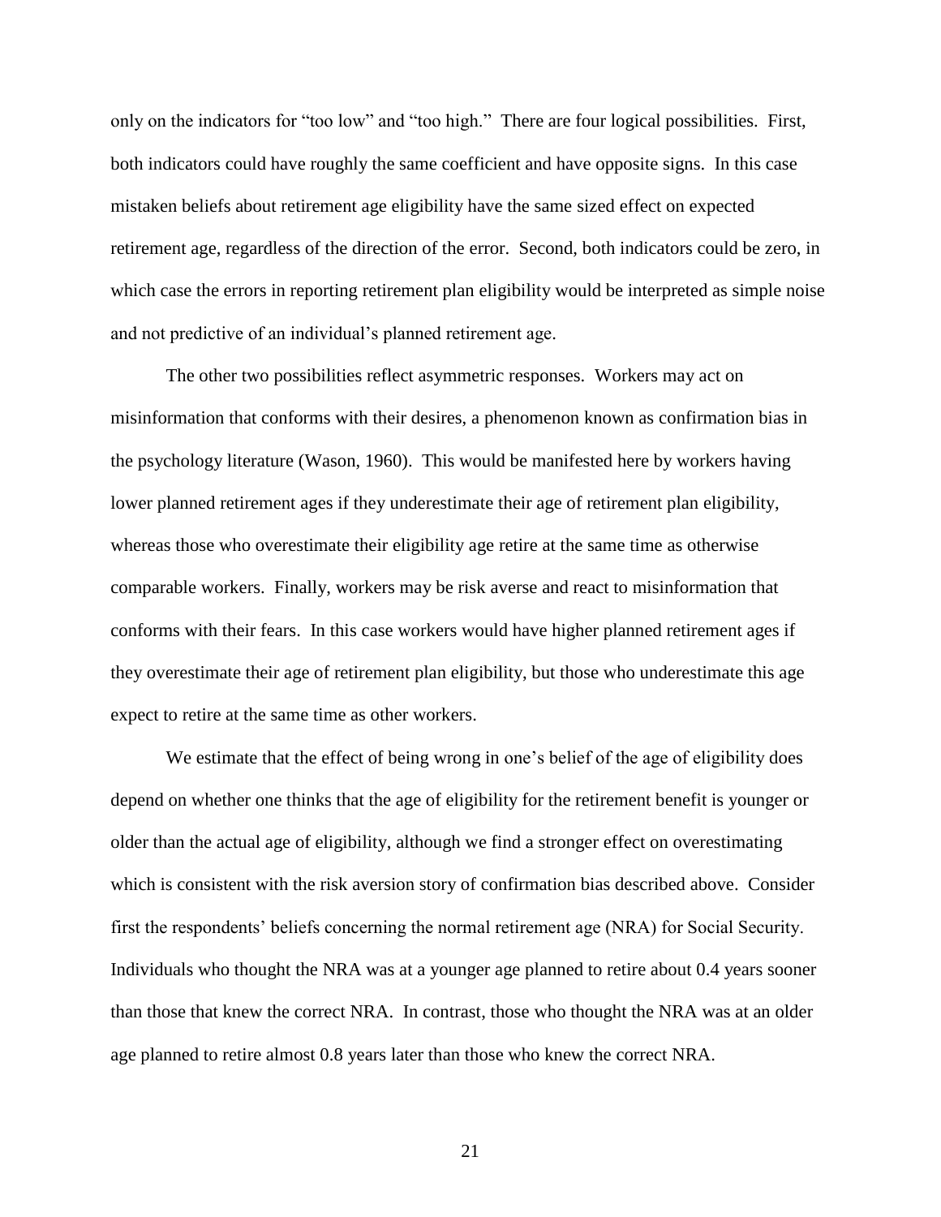only on the indicators for "too low" and "too high." There are four logical possibilities. First, both indicators could have roughly the same coefficient and have opposite signs. In this case mistaken beliefs about retirement age eligibility have the same sized effect on expected retirement age, regardless of the direction of the error. Second, both indicators could be zero, in which case the errors in reporting retirement plan eligibility would be interpreted as simple noise and not predictive of an individual's planned retirement age.

The other two possibilities reflect asymmetric responses. Workers may act on misinformation that conforms with their desires, a phenomenon known as confirmation bias in the psychology literature (Wason, 1960). This would be manifested here by workers having lower planned retirement ages if they underestimate their age of retirement plan eligibility, whereas those who overestimate their eligibility age retire at the same time as otherwise comparable workers. Finally, workers may be risk averse and react to misinformation that conforms with their fears. In this case workers would have higher planned retirement ages if they overestimate their age of retirement plan eligibility, but those who underestimate this age expect to retire at the same time as other workers.

We estimate that the effect of being wrong in one's belief of the age of eligibility does depend on whether one thinks that the age of eligibility for the retirement benefit is younger or older than the actual age of eligibility, although we find a stronger effect on overestimating which is consistent with the risk aversion story of confirmation bias described above. Consider first the respondents' beliefs concerning the normal retirement age (NRA) for Social Security. Individuals who thought the NRA was at a younger age planned to retire about 0.4 years sooner than those that knew the correct NRA. In contrast, those who thought the NRA was at an older age planned to retire almost 0.8 years later than those who knew the correct NRA.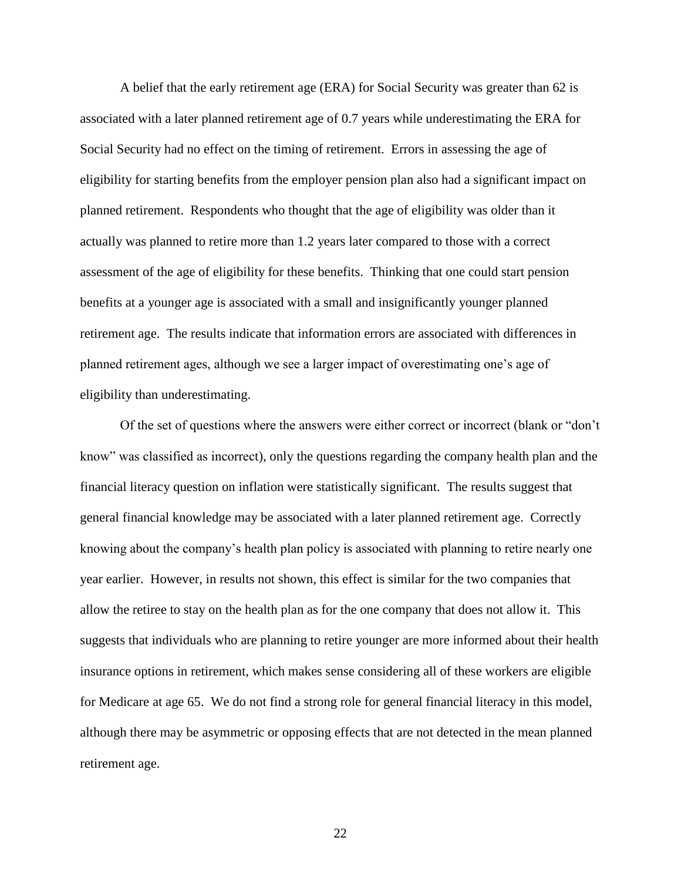A belief that the early retirement age (ERA) for Social Security was greater than 62 is associated with a later planned retirement age of 0.7 years while underestimating the ERA for Social Security had no effect on the timing of retirement. Errors in assessing the age of eligibility for starting benefits from the employer pension plan also had a significant impact on planned retirement. Respondents who thought that the age of eligibility was older than it actually was planned to retire more than 1.2 years later compared to those with a correct assessment of the age of eligibility for these benefits. Thinking that one could start pension benefits at a younger age is associated with a small and insignificantly younger planned retirement age. The results indicate that information errors are associated with differences in planned retirement ages, although we see a larger impact of overestimating one's age of eligibility than underestimating.

Of the set of questions where the answers were either correct or incorrect (blank or "don't know" was classified as incorrect), only the questions regarding the company health plan and the financial literacy question on inflation were statistically significant. The results suggest that general financial knowledge may be associated with a later planned retirement age. Correctly knowing about the company's health plan policy is associated with planning to retire nearly one year earlier. However, in results not shown, this effect is similar for the two companies that allow the retiree to stay on the health plan as for the one company that does not allow it. This suggests that individuals who are planning to retire younger are more informed about their health insurance options in retirement, which makes sense considering all of these workers are eligible for Medicare at age 65. We do not find a strong role for general financial literacy in this model, although there may be asymmetric or opposing effects that are not detected in the mean planned retirement age.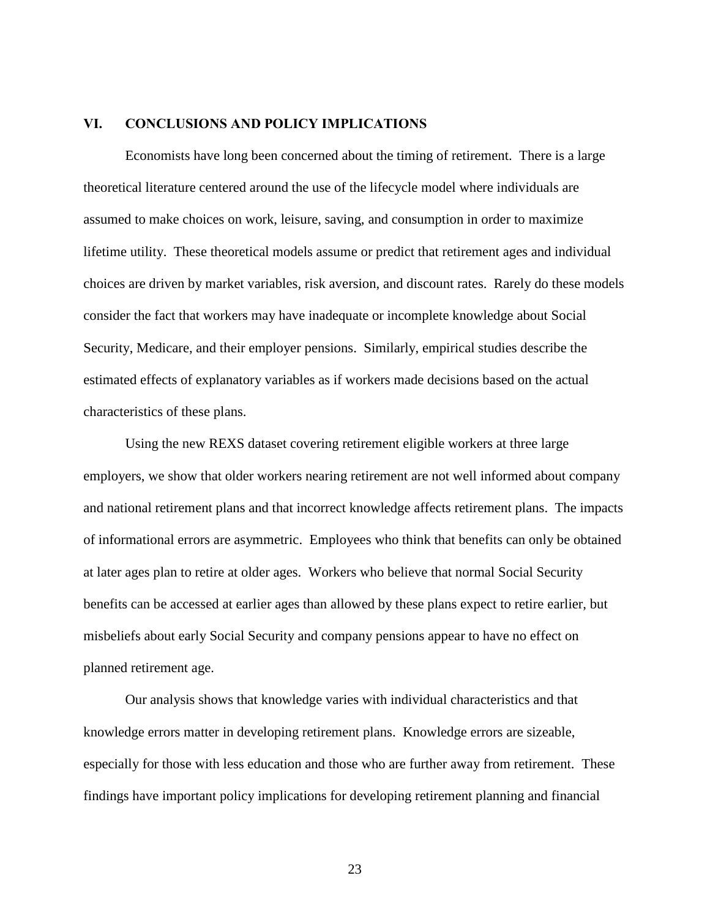## VI. CONCLUSIONS AND POLICY IMPLICATIONS

Economists have long been concerned about the timing of retirement. There is a large theoretical literature centered around the use of the lifecycle model where individuals are assumed to make choices on work, leisure, saving, and consumption in order to maximize lifetime utility. These theoretical models assume or predict that retirement ages and individual choices are driven by market variables, risk aversion, and discount rates. Rarely do these models consider the fact that workers may have inadequate or incomplete knowledge about Social Security, Medicare, and their employer pensions. Similarly, empirical studies describe the estimated effects of explanatory variables as if workers made decisions based on the actual characteristics of these plans.

Using the new REXS dataset covering retirement eligible workers at three large employers, we show that older workers nearing retirement are not well informed about company and national retirement plans and that incorrect knowledge affects retirement plans. The impacts of informational errors are asymmetric. Employees who think that benefits can only be obtained at later ages plan to retire at older ages. Workers who believe that normal Social Security benefits can be accessed at earlier ages than allowed by these plans expect to retire earlier, but misbeliefs about early Social Security and company pensions appear to have no effect on planned retirement age.

Our analysis shows that knowledge varies with individual characteristics and that knowledge errors matter in developing retirement plans. Knowledge errors are sizeable, especially for those with less education and those who are further away from retirement. These findings have important policy implications for developing retirement planning and financial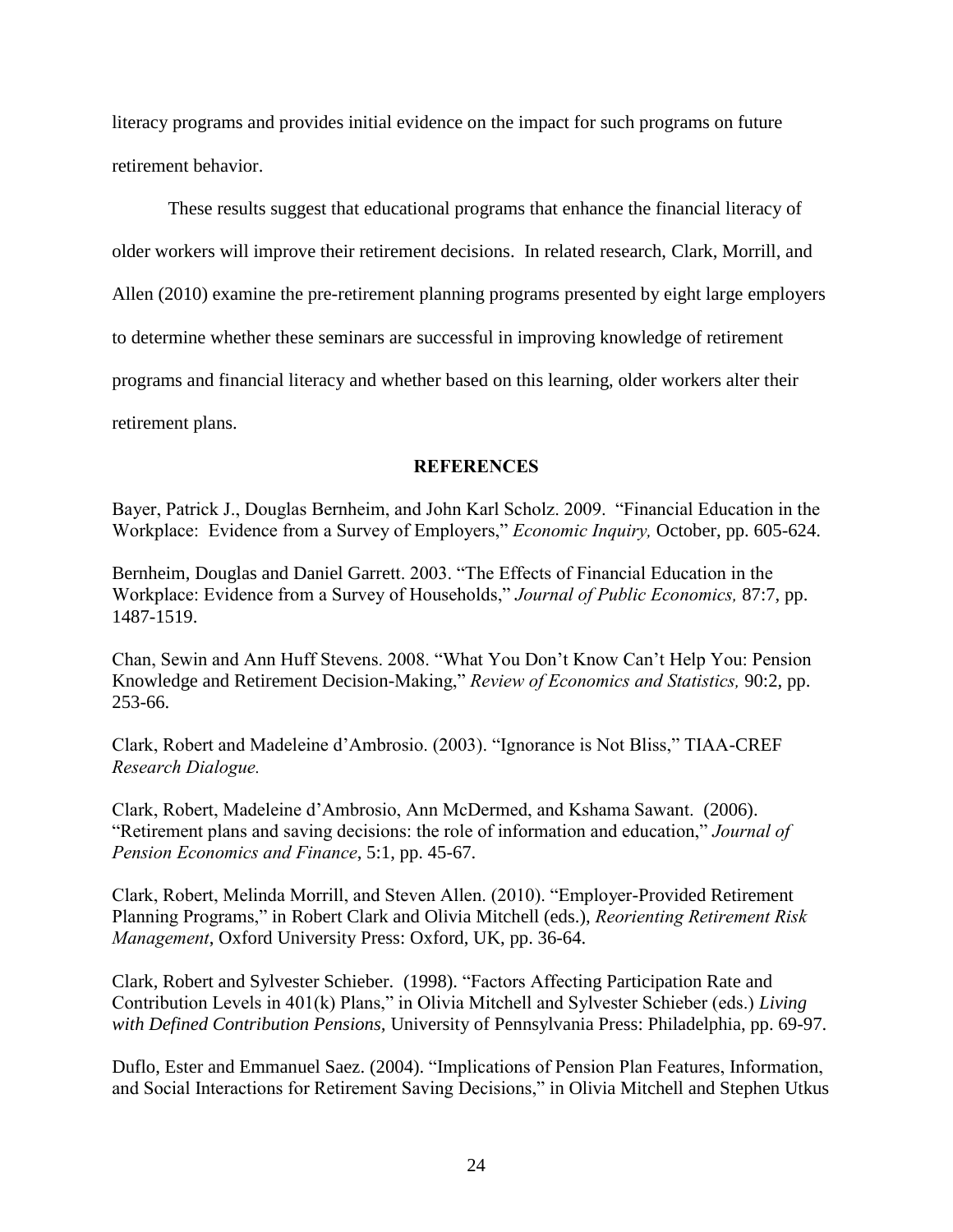literacy programs and provides initial evidence on the impact for such programs on future retirement behavior.

These results suggest that educational programs that enhance the financial literacy of older workers will improve their retirement decisions. In related research, Clark, Morrill, and Allen (2010) examine the pre-retirement planning programs presented by eight large employers to determine whether these seminars are successful in improving knowledge of retirement programs and financial literacy and whether based on this learning, older workers alter their retirement plans.

## REFERENCES

Bayer, Patrick J., Douglas Bernheim, and John Karl Scholz. 2009. "Financial Education in the Workplace: Evidence from a Survey of Employers," *Economic Inquiry,* October, pp. 605-624.

Bernheim, Douglas and Daniel Garrett. 2003. "The Effects of Financial Education in the Workplace: Evidence from a Survey of Households," *Journal of Public Economics,* 87:7, pp. 1487-1519.

Chan, Sewin and Ann Huff Stevens. 2008. "What You Don't Know Can't Help You: Pension Knowledge and Retirement Decision-Making," *Review of Economics and Statistics,* 90:2, pp. 253-66.

Clark, Robert and Madeleine d'Ambrosio. (2003). "Ignorance is Not Bliss," TIAA-CREF *Research Dialogue.*

Clark, Robert, Madeleine d'Ambrosio, Ann McDermed, and Kshama Sawant. (2006). "Retirement plans and saving decisions: the role of information and education," *Journal of Pension Economics and Finance*, 5:1, pp. 45-67.

Clark, Robert, Melinda Morrill, and Steven Allen. (2010). "Employer-Provided Retirement Planning Programs," in Robert Clark and Olivia Mitchell (eds.), *Reorienting Retirement Risk Management*, Oxford University Press: Oxford, UK, pp. 36-64.

Clark, Robert and Sylvester Schieber. (1998). "Factors Affecting Participation Rate and Contribution Levels in 401(k) Plans," in Olivia Mitchell and Sylvester Schieber (eds.) *Living with Defined Contribution Pensions*, University of Pennsylvania Press: Philadelphia, pp. 69-97.

Duflo, Ester and Emmanuel Saez. (2004). "Implications of Pension Plan Features, Information, and Social Interactions for Retirement Saving Decisions," in Olivia Mitchell and Stephen Utkus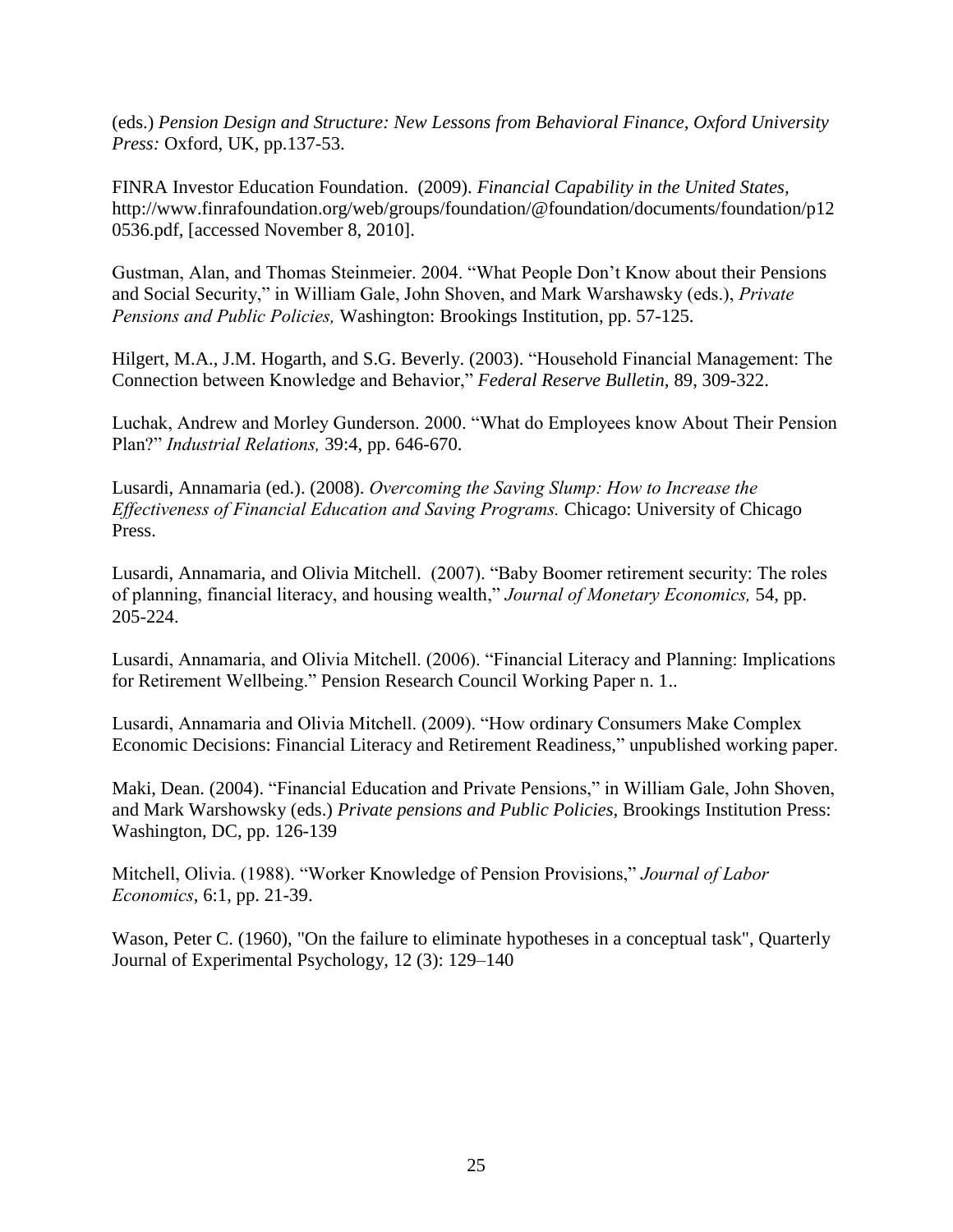(eds.) *Pension Design and Structure: New Lessons from Behavioral Finance, Oxford University Press:* Oxford, UK, pp.137-53.

FINRA Investor Education Foundation. (2009). *Financial Capability in the United States,* http://www.finrafoundation.org/web/groups/foundation/@foundation/documents/foundation/p120536.pdf, [accessed November 8, 2010].

Gustman, Alan, and Thomas Steinmeier. 2004. "What People Don't Know about their Pensions and Social Security," in William Gale, John Shoven, and Mark Warshawsky (eds.), *Private Pensions and Public Policies,* Washington: Brookings Institution, pp. 57-125.

Hilgert, M.A., J.M. Hogarth, and S.G. Beverly. (2003). "Household Financial Management: The Connection between Knowledge and Behavior," *Federal Reserve Bulletin*, 89, 309-322.

Luchak, Andrew and Morley Gunderson. 2000. "What do Employees know About Their Pension Plan?" *Industrial Relations,* 39:4, pp. 646-670.

Lusardi, Annamaria (ed.). (2008). *Overcoming the Saving Slump: How to Increase the Effectiveness of Financial Education and Saving Programs.* Chicago: University of Chicago Press.

Lusardi, Annamaria, and Olivia Mitchell. (2007). "Baby Boomer retirement security: The roles of planning, financial literacy, and housing wealth," *Journal of Monetary Economics,* 54, pp. 205-224.

Lusardi, Annamaria, and Olivia Mitchell. (2006). "Financial Literacy and Planning: Implications for Retirement Wellbeing." Pension Research Council Working Paper n. 1..

Lusardi, Annamaria and Olivia Mitchell. (2009). "How ordinary Consumers Make Complex Economic Decisions: Financial Literacy and Retirement Readiness," unpublished working paper.

Maki, Dean. (2004). "Financial Education and Private Pensions," in William Gale, John Shoven, and Mark Warshowsky (eds.) *Private pensions and Public Policies,* Brookings Institution Press: Washington, DC, pp. 126-139

Mitchell, Olivia. (1988). "Worker Knowledge of Pension Provisions," *Journal of Labor Economics*, 6:1, pp. 21-39.

Wason, Peter C. (1960), "On the failure to eliminate hypotheses in a conceptual task", Quarterly Journal of Experimental Psychology, 12 (3): 129–140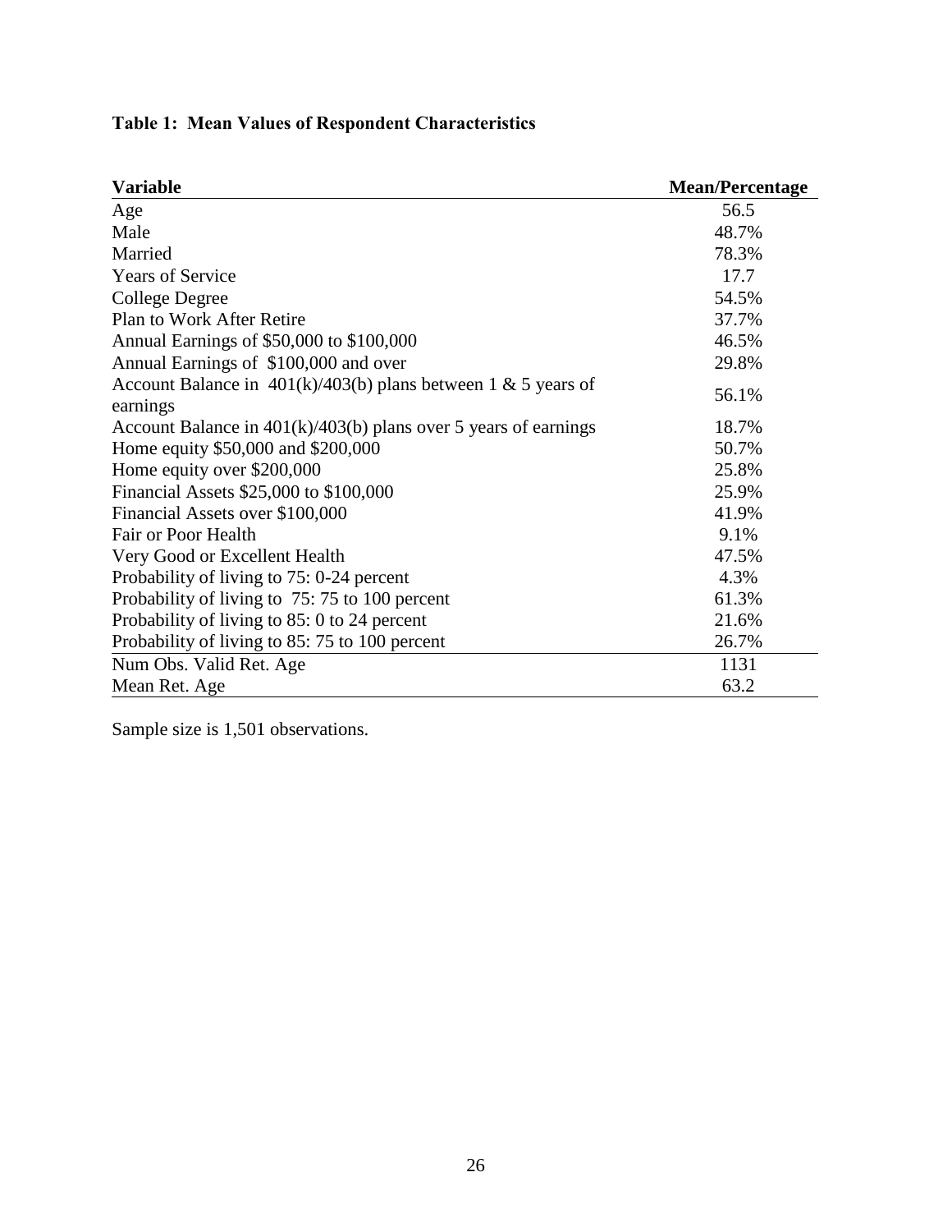**Table 1: Mean Values of Respondent Characteristics**

| Variable | Mean/Percentage |
|---|---|
| Age | 56.5 |
| Male | 48.7% |
| Married | 78.3% |
| Years of Service | 17.7 |
| College Degree | 54.5% |
| Plan to Work After Retire | 37.7% |
| Annual Earnings of $50,000 to $100,000 | 46.5% |
| Annual Earnings of $100,000 and over | 29.8% |
| Account Balance in 401(k)/403(b) plans between 1 & 5 years of earnings | 56.1% |
| Account Balance in 401(k)/403(b) plans over 5 years of earnings | 18.7% |
| Home equity $50,000 and $200,000 | 50.7% |
| Home equity over $200,000 | 25.8% |
| Financial Assets $25,000 to $100,000 | 25.9% |
| Financial Assets over $100,000 | 41.9% |
| Fair or Poor Health | 9.1% |
| Very Good or Excellent Health | 47.5% |
| Probability of living to 75: 0-24 percent | 4.3% |
| Probability of living to 75: 75 to 100 percent | 61.3% |
| Probability of living to 85: 0 to 24 percent | 21.6% |
| Probability of living to 85: 75 to 100 percent | 26.7% |
| Num Obs. Valid Ret. Age | 1131 |
| Mean Ret. Age | 63.2 |

Sample size is 1,501 observations.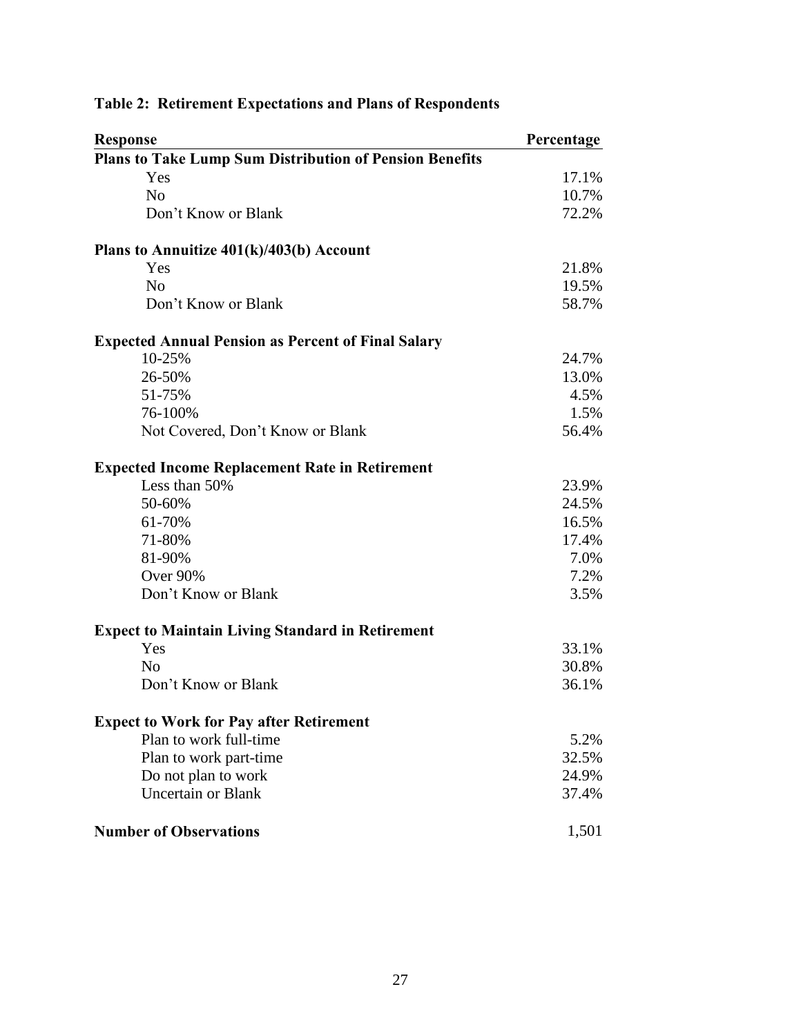**Table 2: Retirement Expectations and Plans of Respondents**

| Response | Percentage |
|---|---|
| **Plans to Take Lump Sum Distribution of Pension Benefits** | |
| Yes | 17.1% |
| No | 10.7% |
| Don't Know or Blank | 72.2% |
| | |
| **Plans to Annuitize 401(k)/403(b) Account** | |
| Yes | 21.8% |
| No | 19.5% |
| Don't Know or Blank | 58.7% |
| | |
| **Expected Annual Pension as Percent of Final Salary** | |
| 10-25% | 24.7% |
| 26-50% | 13.0% |
| 51-75% | 4.5% |
| 76-100% | 1.5% |
| Not Covered, Don't Know or Blank | 56.4% |
| | |
| **Expected Income Replacement Rate in Retirement** | |
| Less than 50% | 23.9% |
| 50-60% | 24.5% |
| 61-70% | 16.5% |
| 71-80% | 17.4% |
| 81-90% | 7.0% |
| Over 90% | 7.2% |
| Don't Know or Blank | 3.5% |
| | |
| **Expect to Maintain Living Standard in Retirement** | |
| Yes | 33.1% |
| No | 30.8% |
| Don't Know or Blank | 36.1% |
| | |
| **Expect to Work for Pay after Retirement** | |
| Plan to work full-time | 5.2% |
| Plan to work part-time | 32.5% |
| Do not plan to work | 24.9% |
| Uncertain or Blank | 37.4% |
| | |
| **Number of Observations** | 1,501 |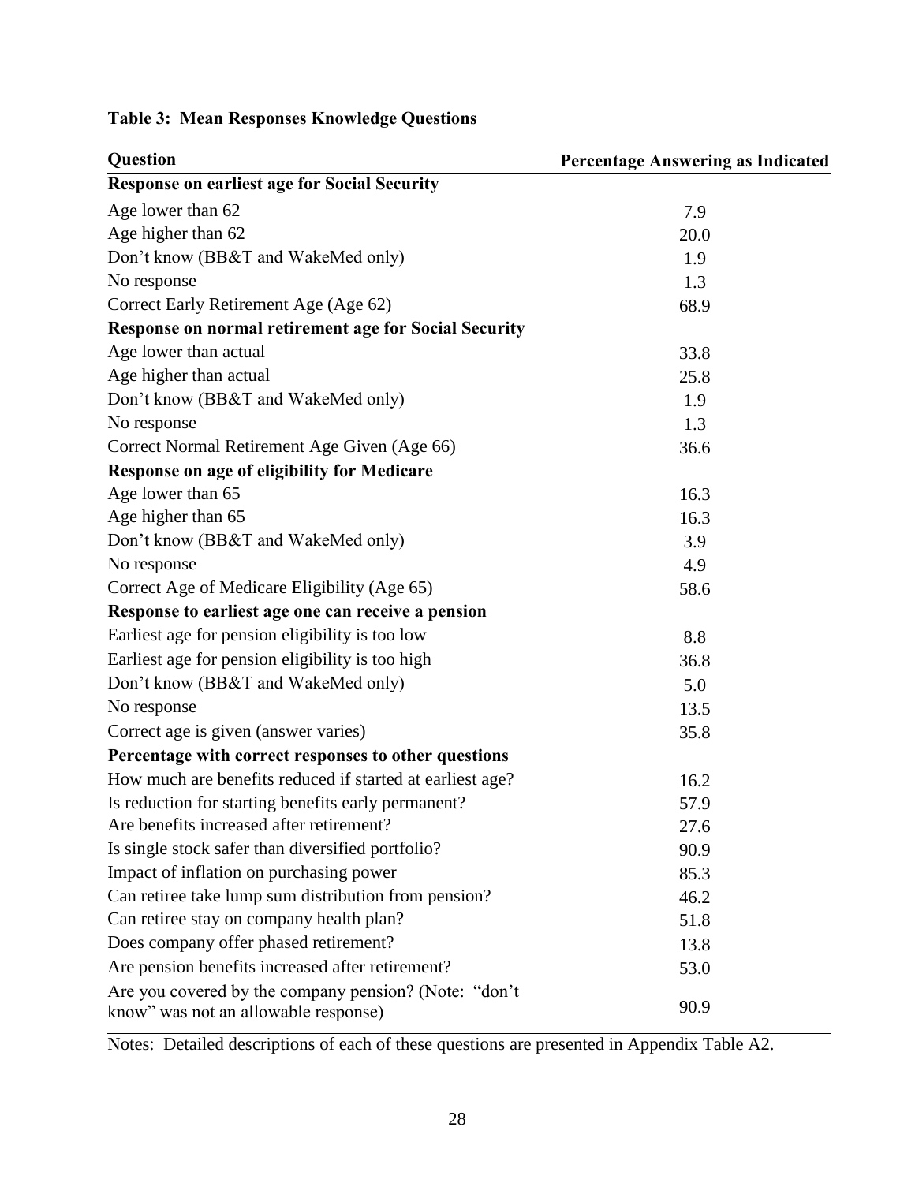**Table 3: Mean Responses Knowledge Questions**

| Question | Percentage Answering as Indicated |
|---|---|
| **Response on earliest age for Social Security** | |
| Age lower than 62 | 7.9 |
| Age higher than 62 | 20.0 |
| Don't know (BB&T and WakeMed only) | 1.9 |
| No response | 1.3 |
| Correct Early Retirement Age (Age 62) | 68.9 |
| **Response on normal retirement age for Social Security** | |
| Age lower than actual | 33.8 |
| Age higher than actual | 25.8 |
| Don't know (BB&T and WakeMed only) | 1.9 |
| No response | 1.3 |
| Correct Normal Retirement Age Given (Age 66) | 36.6 |
| **Response on age of eligibility for Medicare** | |
| Age lower than 65 | 16.3 |
| Age higher than 65 | 16.3 |
| Don't know (BB&T and WakeMed only) | 3.9 |
| No response | 4.9 |
| Correct Age of Medicare Eligibility (Age 65) | 58.6 |
| **Response to earliest age one can receive a pension** | |
| Earliest age for pension eligibility is too low | 8.8 |
| Earliest age for pension eligibility is too high | 36.8 |
| Don't know (BB&T and WakeMed only) | 5.0 |
| No response | 13.5 |
| Correct age is given (answer varies) | 35.8 |
| **Percentage with correct responses to other questions** | |
| How much are benefits reduced if started at earliest age? | 16.2 |
| Is reduction for starting benefits early permanent? | 57.9 |
| Are benefits increased after retirement? | 27.6 |
| Is single stock safer than diversified portfolio? | 90.9 |
| Impact of inflation on purchasing power | 85.3 |
| Can retiree take lump sum distribution from pension? | 46.2 |
| Can retiree stay on company health plan? | 51.8 |
| Does company offer phased retirement? | 13.8 |
| Are pension benefits increased after retirement? | 53.0 |
| Are you covered by the company pension? (Note: "don't know" was not an allowable response) | 90.9 |

Notes: Detailed descriptions of each of these questions are presented in Appendix Table A2.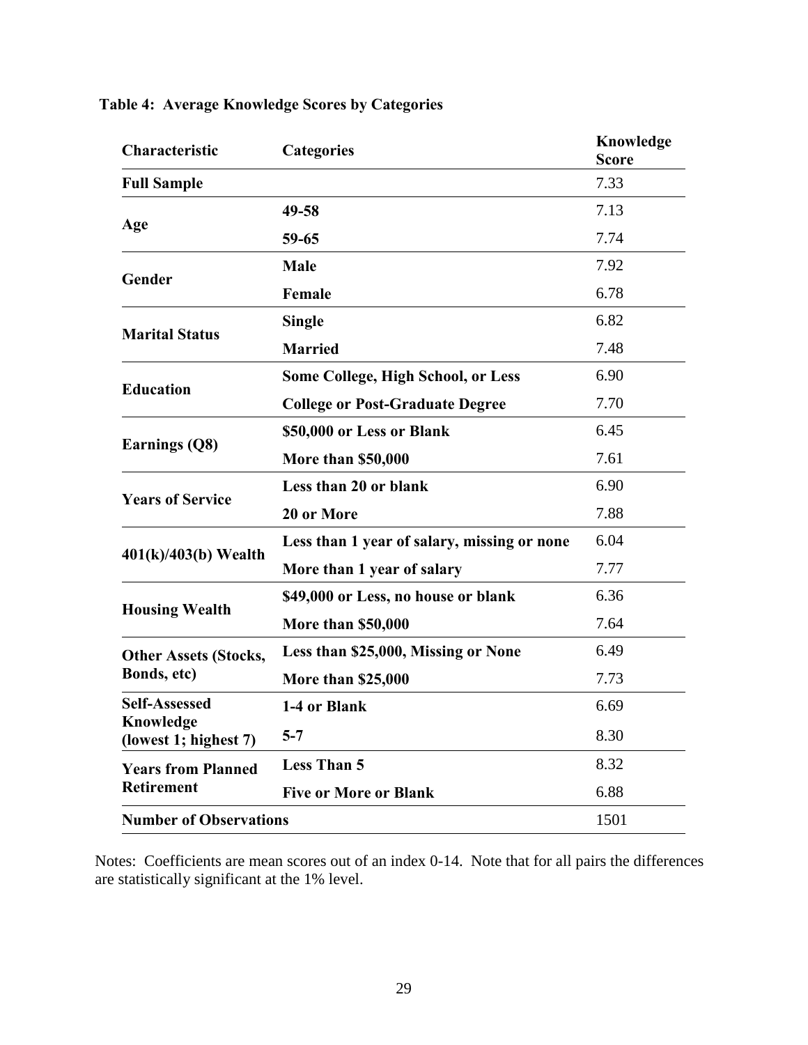**Table 4: Average Knowledge Scores by Categories**

| Characteristic | Categories | Knowledge Score |
|---|---|---|
| **Full Sample** | | 7.33 |
| **Age** | **49-58** | 7.13 |
| | **59-65** | 7.74 |
| **Gender** | **Male** | 7.92 |
| | **Female** | 6.78 |
| **Marital Status** | **Single** | 6.82 |
| | **Married** | 7.48 |
| **Education** | **Some College, High School, or Less** | 6.90 |
| | **College or Post-Graduate Degree** | 7.70 |
| **Earnings (Q8)** | **$50,000 or Less or Blank** | 6.45 |
| | **More than $50,000** | 7.61 |
| **Years of Service** | **Less than 20 or blank** | 6.90 |
| | **20 or More** | 7.88 |
| **401(k)/403(b) Wealth** | **Less than 1 year of salary, missing or none** | 6.04 |
| | **More than 1 year of salary** | 7.77 |
| **Housing Wealth** | **$49,000 or Less, no house or blank** | 6.36 |
| | **More than $50,000** | 7.64 |
| **Other Assets (Stocks, Bonds, etc)** | **Less than $25,000, Missing or None** | 6.49 |
| | **More than $25,000** | 7.73 |
| **Self-Assessed Knowledge (lowest 1; highest 7)** | **1-4 or Blank** | 6.69 |
| | **5-7** | 8.30 |
| **Years from Planned Retirement** | **Less Than 5** | 8.32 |
| | **Five or More or Blank** | 6.88 |
| **Number of Observations** | | 1501 |

Notes: Coefficients are mean scores out of an index 0-14. Note that for all pairs the differences are statistically significant at the 1% level.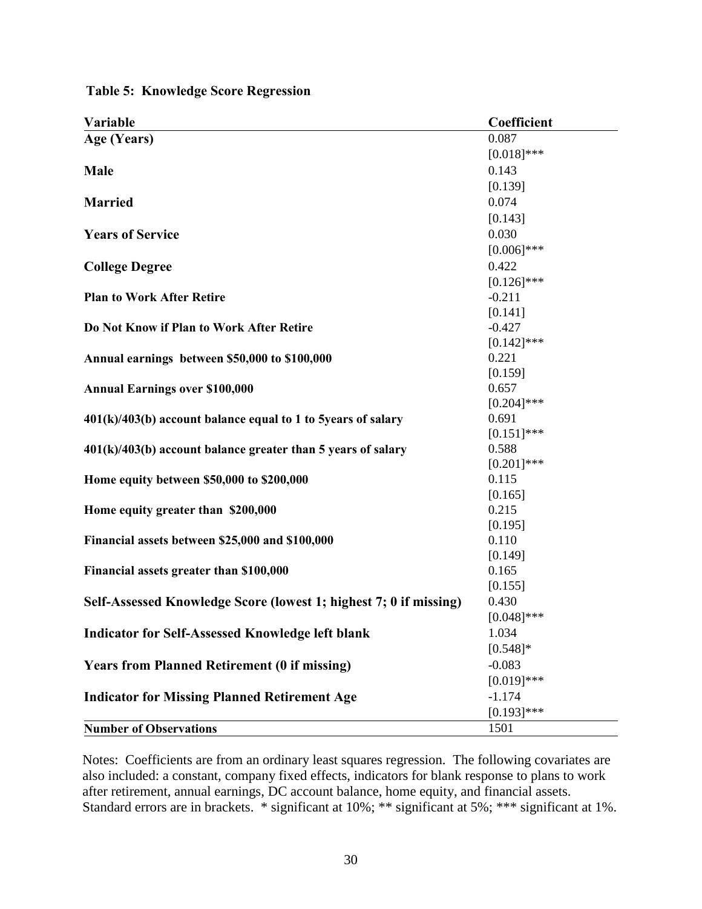**Table 5: Knowledge Score Regression**

| Variable | Coefficient |
|---|---|
| **Age (Years)** | 0.087 |
| | [0.018]*** |
| **Male** | 0.143 |
| | [0.139] |
| **Married** | 0.074 |
| | [0.143] |
| **Years of Service** | 0.030 |
| | [0.006]*** |
| **College Degree** | 0.422 |
| | [0.126]*** |
| **Plan to Work After Retire** | -0.211 |
| | [0.141] |
| **Do Not Know if Plan to Work After Retire** | -0.427 |
| | [0.142]*** |
| **Annual earnings between $50,000 to $100,000** | 0.221 |
| | [0.159] |
| **Annual Earnings over $100,000** | 0.657 |
| | [0.204]*** |
| **401(k)/403(b) account balance equal to 1 to 5years of salary** | 0.691 |
| | [0.151]*** |
| **401(k)/403(b) account balance greater than 5 years of salary** | 0.588 |
| | [0.201]*** |
| **Home equity between $50,000 to $200,000** | 0.115 |
| | [0.165] |
| **Home equity greater than $200,000** | 0.215 |
| | [0.195] |
| **Financial assets between $25,000 and $100,000** | 0.110 |
| | [0.149] |
| **Financial assets greater than $100,000** | 0.165 |
| | [0.155] |
| **Self-Assessed Knowledge Score (lowest 1; highest 7; 0 if missing)** | 0.430 |
| | [0.048]*** |
| **Indicator for Self-Assessed Knowledge left blank** | 1.034 |
| | [0.548]* |
| **Years from Planned Retirement (0 if missing)** | -0.083 |
| | [0.019]*** |
| **Indicator for Missing Planned Retirement Age** | -1.174 |
| | [0.193]*** |
| **Number of Observations** | 1501 |

Notes: Coefficients are from an ordinary least squares regression. The following covariates are also included: a constant, company fixed effects, indicators for blank response to plans to work after retirement, annual earnings, DC account balance, home equity, and financial assets. Standard errors are in brackets. * significant at 10%; ** significant at 5%; *** significant at 1%.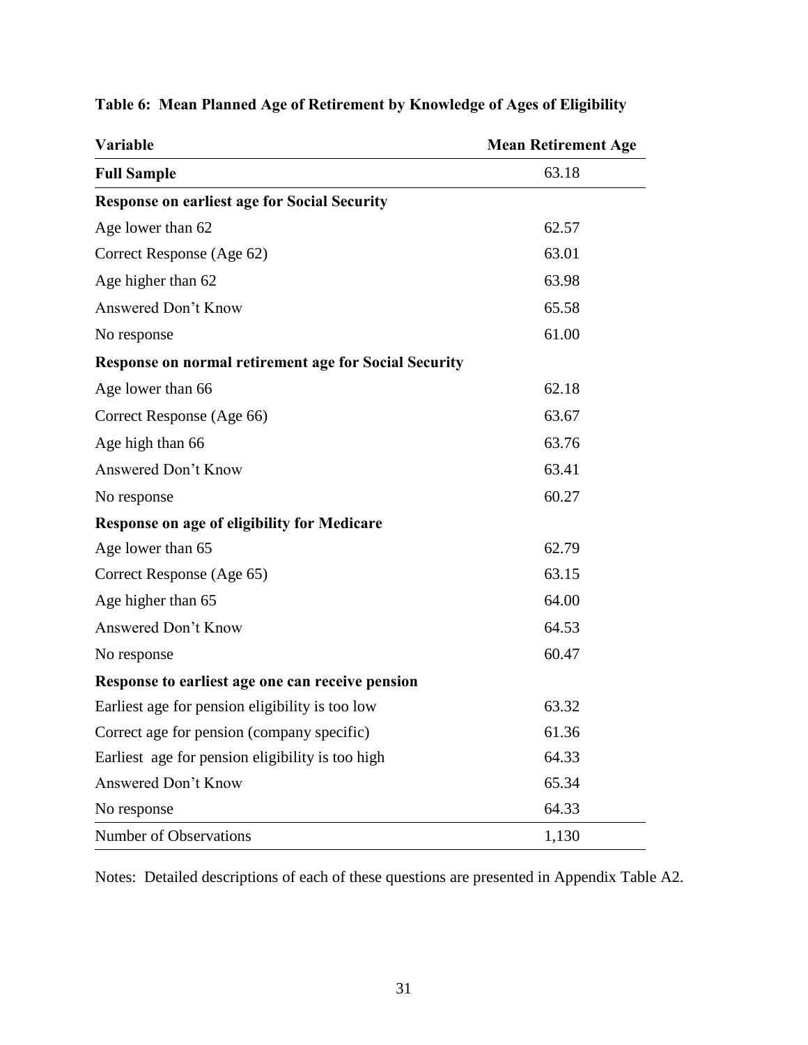**Table 6: Mean Planned Age of Retirement by Knowledge of Ages of Eligibility**

| Variable | Mean Retirement Age |
|---|---|
| **Full Sample** | 63.18 |
| **Response on earliest age for Social Security** | |
| Age lower than 62 | 62.57 |
| Correct Response (Age 62) | 63.01 |
| Age higher than 62 | 63.98 |
| Answered Don't Know | 65.58 |
| No response | 61.00 |
| **Response on normal retirement age for Social Security** | |
| Age lower than 66 | 62.18 |
| Correct Response (Age 66) | 63.67 |
| Age high than 66 | 63.76 |
| Answered Don't Know | 63.41 |
| No response | 60.27 |
| **Response on age of eligibility for Medicare** | |
| Age lower than 65 | 62.79 |
| Correct Response (Age 65) | 63.15 |
| Age higher than 65 | 64.00 |
| Answered Don't Know | 64.53 |
| No response | 60.47 |
| **Response to earliest age one can receive pension** | |
| Earliest age for pension eligibility is too low | 63.32 |
| Correct age for pension (company specific) | 61.36 |
| Earliest age for pension eligibility is too high | 64.33 |
| Answered Don't Know | 65.34 |
| No response | 64.33 |
| Number of Observations | 1,130 |

Notes: Detailed descriptions of each of these questions are presented in Appendix Table A2.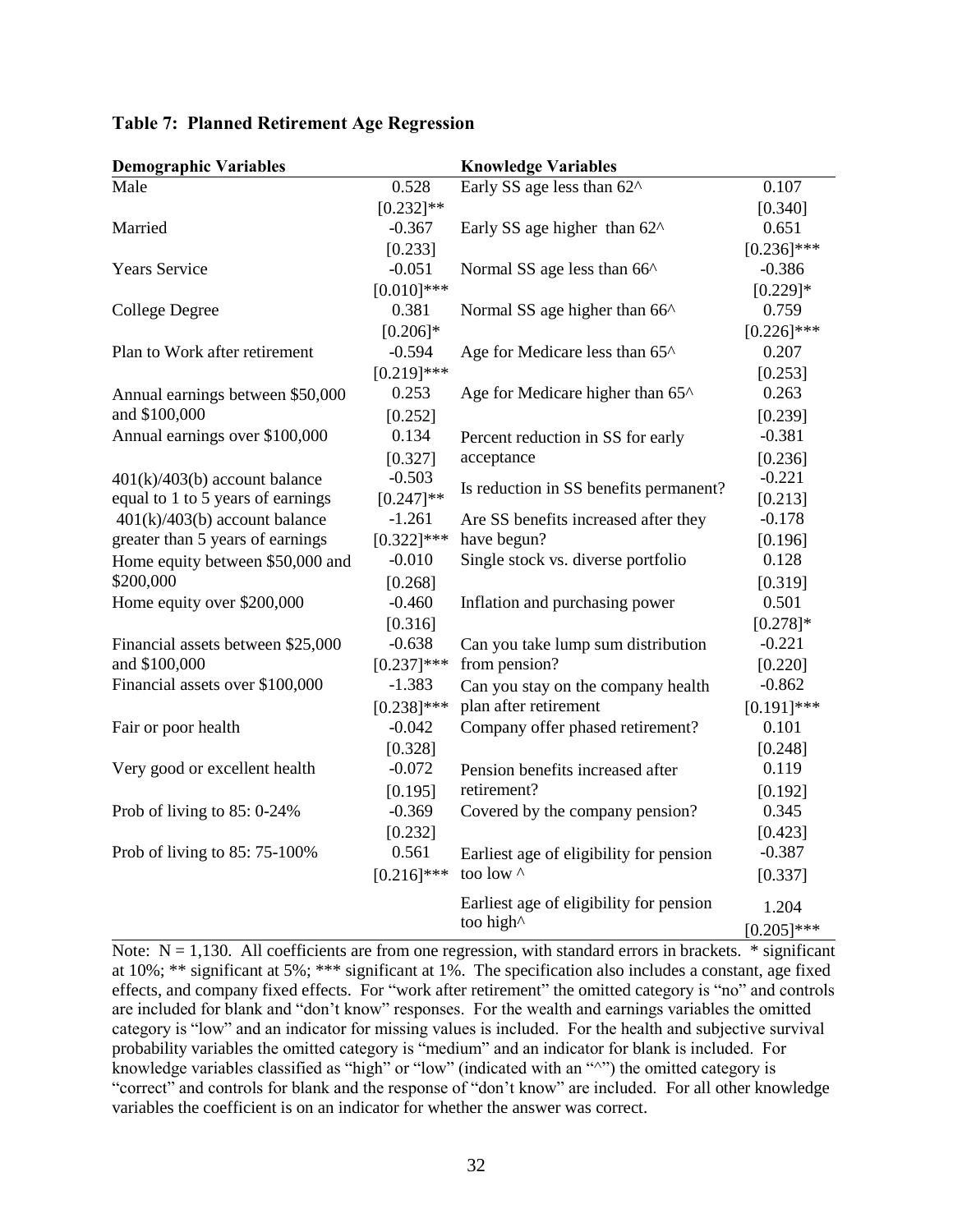**Table 7: Planned Retirement Age Regression**

| Demographic Variables | | Knowledge Variables | |
|---|---|---|---|
| Male | 0.528 | Early SS age less than 62^ | 0.107 |
| | [0.232]** | | [0.340] |
| Married | -0.367 | Early SS age higher than 62^ | 0.651 |
| | [0.233] | | [0.236]*** |
| Years Service | -0.051 | Normal SS age less than 66^ | -0.386 |
| | [0.010]*** | | [0.229]* |
| College Degree | 0.381 | Normal SS age higher than 66^ | 0.759 |
| | [0.206]* | | [0.226]*** |
| Plan to Work after retirement | -0.594 | Age for Medicare less than 65^ | 0.207 |
| | [0.219]*** | | [0.253] |
| Annual earnings between $50,000 and $100,000 | 0.253 | Age for Medicare higher than 65^ | 0.263 |
| | [0.252] | | [0.239] |
| Annual earnings over $100,000 | 0.134 | Percent reduction in SS for early acceptance | -0.381 |
| | [0.327] | | [0.236] |
| 401(k)/403(b) account balance equal to 1 to 5 years of earnings | -0.503 | Is reduction in SS benefits permanent? | -0.221 |
| | [0.247]** | | [0.213] |
| 401(k)/403(b) account balance greater than 5 years of earnings | -1.261 | Are SS benefits increased after they have begun? | -0.178 |
| | [0.322]*** | | [0.196] |
| Home equity between $50,000 and $200,000 | -0.010 | Single stock vs. diverse portfolio | 0.128 |
| | [0.268] | | [0.319] |
| Home equity over $200,000 | -0.460 | Inflation and purchasing power | 0.501 |
| | [0.316] | | [0.278]* |
| Financial assets between $25,000 and $100,000 | -0.638 | Can you take lump sum distribution from pension? | -0.221 |
| | [0.237]*** | | [0.220] |
| Financial assets over $100,000 | -1.383 | Can you stay on the company health plan after retirement | -0.862 |
| | [0.238]*** | | [0.191]*** |
| Fair or poor health | -0.042 | Company offer phased retirement? | 0.101 |
| | [0.328] | | [0.248] |
| Very good or excellent health | -0.072 | Pension benefits increased after retirement? | 0.119 |
| | [0.195] | | [0.192] |
| Prob of living to 85: 0-24% | -0.369 | Covered by the company pension? | 0.345 |
| | [0.232] | | [0.423] |
| Prob of living to 85: 75-100% | 0.561 | Earliest age of eligibility for pension too low ^ | -0.387 |
| | [0.216]*** | | [0.337] |
| | | Earliest age of eligibility for pension too high^ | 1.204 |
| | | | [0.205]*** |

Note: N = 1,130. All coefficients are from one regression, with standard errors in brackets. * significant at 10%; ** significant at 5%; *** significant at 1%. The specification also includes a constant, age fixed effects, and company fixed effects. For "work after retirement" the omitted category is "no" and controls are included for blank and "don't know" responses. For the wealth and earnings variables the omitted category is "low" and an indicator for missing values is included. For the health and subjective survival probability variables the omitted category is "medium" and an indicator for blank is included. For knowledge variables classified as "high" or "low" (indicated with an "^") the omitted category is "correct" and controls for blank and the response of "don't know" are included. For all other knowledge variables the coefficient is on an indicator for whether the answer was correct.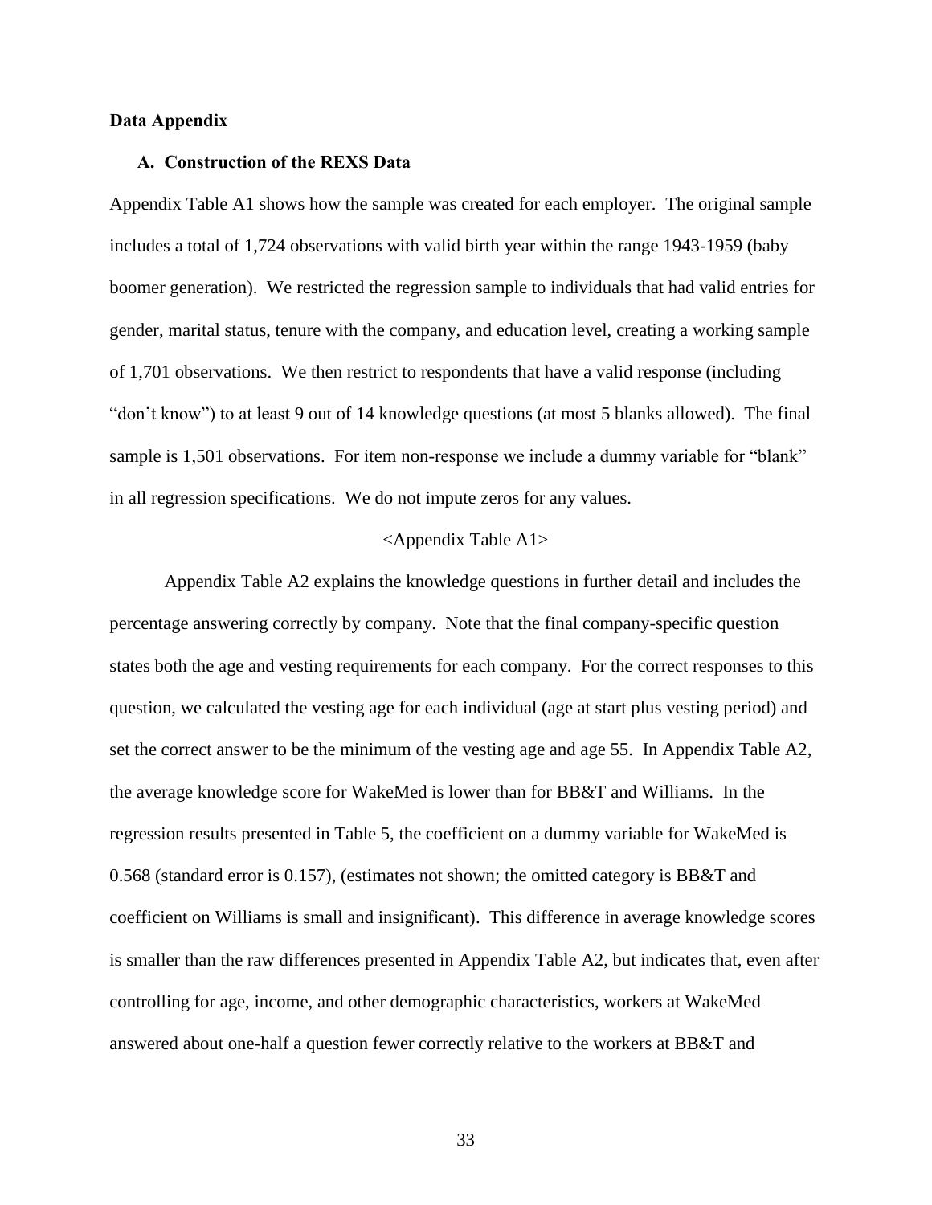## Data Appendix

### A. Construction of the REXS Data

Appendix Table A1 shows how the sample was created for each employer. The original sample includes a total of 1,724 observations with valid birth year within the range 1943-1959 (baby boomer generation). We restricted the regression sample to individuals that had valid entries for gender, marital status, tenure with the company, and education level, creating a working sample of 1,701 observations. We then restrict to respondents that have a valid response (including "don't know") to at least 9 out of 14 knowledge questions (at most 5 blanks allowed). The final sample is 1,501 observations. For item non-response we include a dummy variable for "blank" in all regression specifications. We do not impute zeros for any values.

<Appendix Table A1>

Appendix Table A2 explains the knowledge questions in further detail and includes the percentage answering correctly by company. Note that the final company-specific question states both the age and vesting requirements for each company. For the correct responses to this question, we calculated the vesting age for each individual (age at start plus vesting period) and set the correct answer to be the minimum of the vesting age and age 55. In Appendix Table A2, the average knowledge score for WakeMed is lower than for BB&T and Williams. In the regression results presented in Table 5, the coefficient on a dummy variable for WakeMed is 0.568 (standard error is 0.157), (estimates not shown; the omitted category is BB&T and coefficient on Williams is small and insignificant). This difference in average knowledge scores is smaller than the raw differences presented in Appendix Table A2, but indicates that, even after controlling for age, income, and other demographic characteristics, workers at WakeMed answered about one-half a question fewer correctly relative to the workers at BB&T and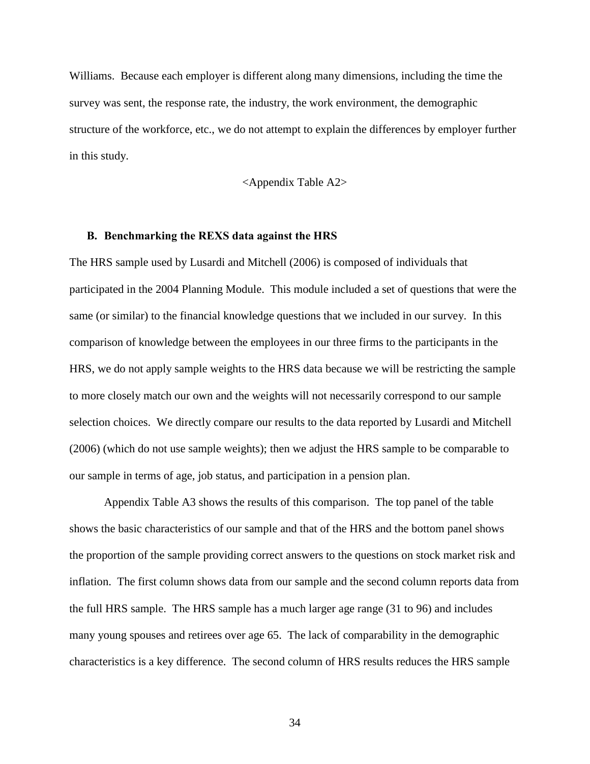Williams. Because each employer is different along many dimensions, including the time the survey was sent, the response rate, the industry, the work environment, the demographic structure of the workforce, etc., we do not attempt to explain the differences by employer further in this study.

<Appendix Table A2>

### B. Benchmarking the REXS data against the HRS

The HRS sample used by Lusardi and Mitchell (2006) is composed of individuals that participated in the 2004 Planning Module. This module included a set of questions that were the same (or similar) to the financial knowledge questions that we included in our survey. In this comparison of knowledge between the employees in our three firms to the participants in the HRS, we do not apply sample weights to the HRS data because we will be restricting the sample to more closely match our own and the weights will not necessarily correspond to our sample selection choices. We directly compare our results to the data reported by Lusardi and Mitchell (2006) (which do not use sample weights); then we adjust the HRS sample to be comparable to our sample in terms of age, job status, and participation in a pension plan.

Appendix Table A3 shows the results of this comparison. The top panel of the table shows the basic characteristics of our sample and that of the HRS and the bottom panel shows the proportion of the sample providing correct answers to the questions on stock market risk and inflation. The first column shows data from our sample and the second column reports data from the full HRS sample. The HRS sample has a much larger age range (31 to 96) and includes many young spouses and retirees over age 65. The lack of comparability in the demographic characteristics is a key difference. The second column of HRS results reduces the HRS sample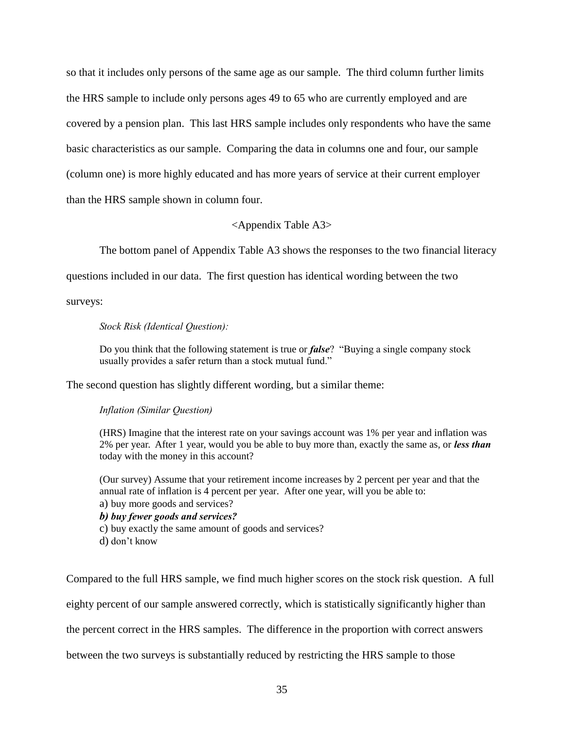so that it includes only persons of the same age as our sample. The third column further limits the HRS sample to include only persons ages 49 to 65 who are currently employed and are covered by a pension plan. This last HRS sample includes only respondents who have the same basic characteristics as our sample. Comparing the data in columns one and four, our sample (column one) is more highly educated and has more years of service at their current employer than the HRS sample shown in column four.

<Appendix Table A3>

The bottom panel of Appendix Table A3 shows the responses to the two financial literacy questions included in our data. The first question has identical wording between the two surveys:

> *Stock Risk (Identical Question):*
>
> Do you think that the following statement is true or ***false***? "Buying a single company stock usually provides a safer return than a stock mutual fund."

The second question has slightly different wording, but a similar theme:

> *Inflation (Similar Question)*
>
> (HRS) Imagine that the interest rate on your savings account was 1% per year and inflation was 2% per year. After 1 year, would you be able to buy more than, exactly the same as, or ***less than*** today with the money in this account?
>
> (Our survey) Assume that your retirement income increases by 2 percent per year and that the annual rate of inflation is 4 percent per year. After one year, will you be able to:
> a) buy more goods and services?
> ***b) buy fewer goods and services?***
> c) buy exactly the same amount of goods and services?
> d) don't know

Compared to the full HRS sample, we find much higher scores on the stock risk question. A full eighty percent of our sample answered correctly, which is statistically significantly higher than the percent correct in the HRS samples. The difference in the proportion with correct answers between the two surveys is substantially reduced by restricting the HRS sample to those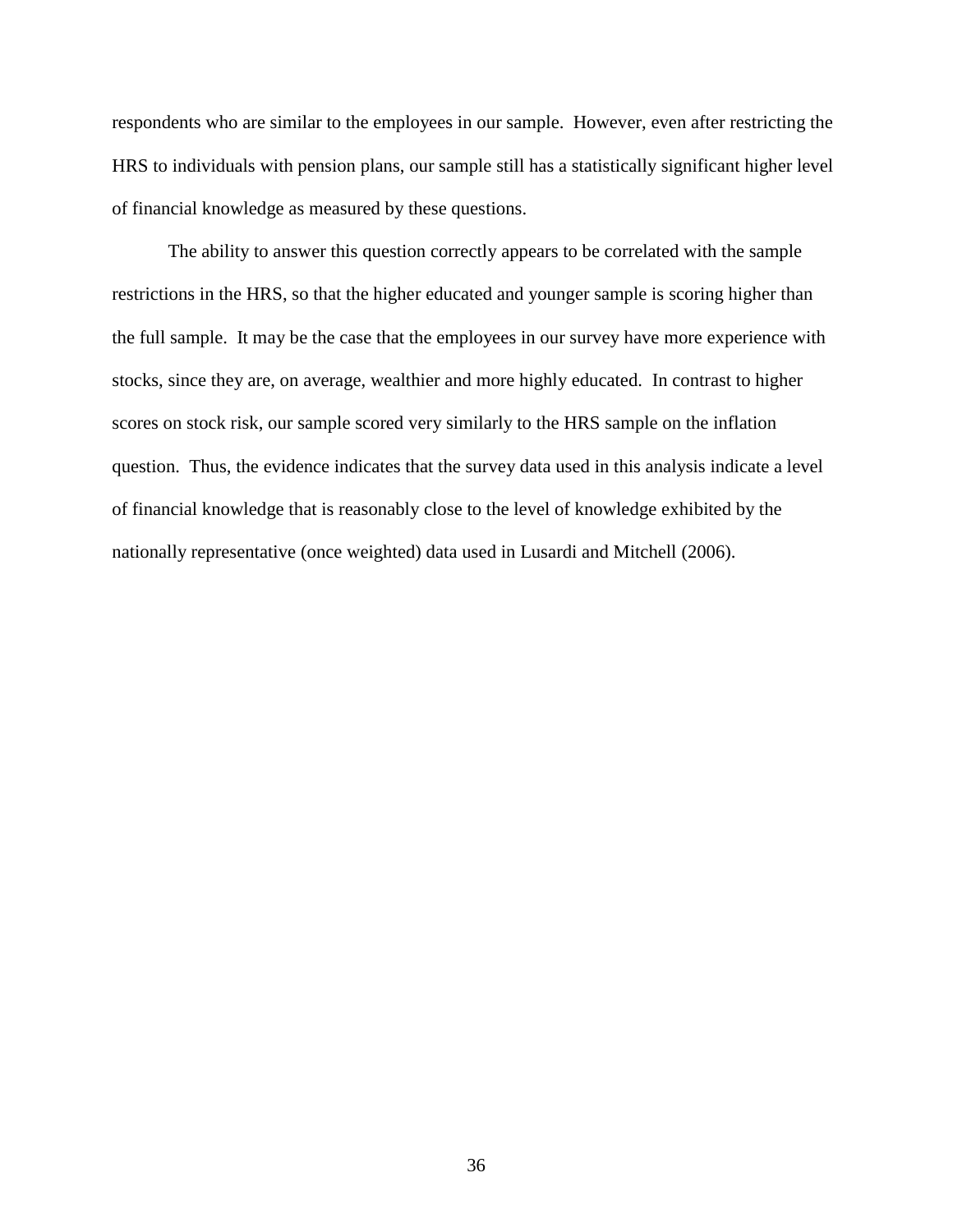respondents who are similar to the employees in our sample. However, even after restricting the HRS to individuals with pension plans, our sample still has a statistically significant higher level of financial knowledge as measured by these questions.

The ability to answer this question correctly appears to be correlated with the sample restrictions in the HRS, so that the higher educated and younger sample is scoring higher than the full sample. It may be the case that the employees in our survey have more experience with stocks, since they are, on average, wealthier and more highly educated. In contrast to higher scores on stock risk, our sample scored very similarly to the HRS sample on the inflation question. Thus, the evidence indicates that the survey data used in this analysis indicate a level of financial knowledge that is reasonably close to the level of knowledge exhibited by the nationally representative (once weighted) data used in Lusardi and Mitchell (2006).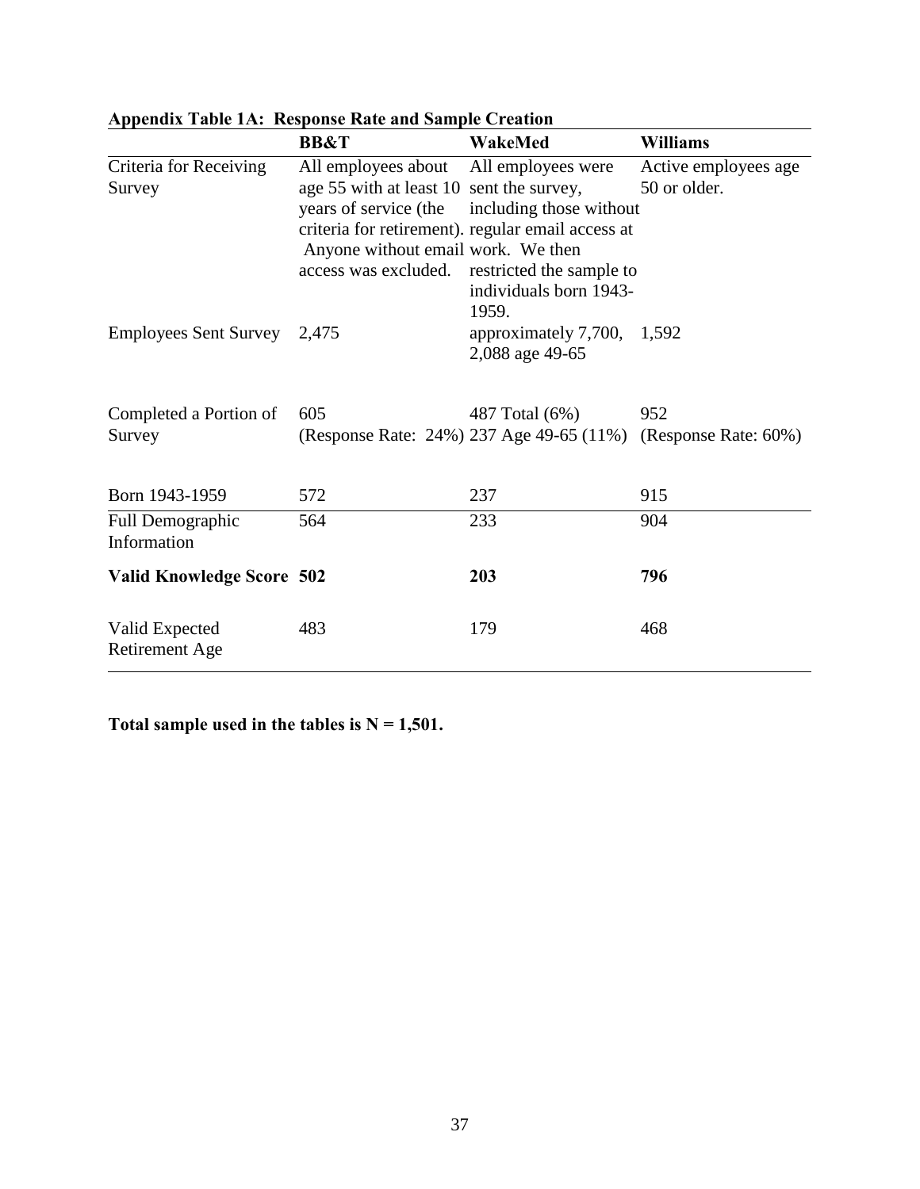**Appendix Table 1A: Response Rate and Sample Creation**

| | **BB&T** | **WakeMed** | **Williams** |
|---|---|---|---|
| Criteria for Receiving Survey | All employees about age 55 with at least 10 years of service (the criteria for retirement). Anyone without email access was excluded. | All employees were sent the survey, including those without regular email access at work. We then restricted the sample to individuals born 1943-1959. | Active employees age 50 or older. |
| Employees Sent Survey | 2,475 | approximately 7,700, 2,088 age 49-65 | 1,592 |
| Completed a Portion of Survey | 605 (Response Rate: 24%) | 487 Total (6%) 237 Age 49-65 (11%) | 952 (Response Rate: 60%) |
| Born 1943-1959 | 572 | 237 | 915 |
| Full Demographic Information | 564 | 233 | 904 |
| **Valid Knowledge Score** | **502** | **203** | **796** |
| Valid Expected Retirement Age | 483 | 179 | 468 |

**Total sample used in the tables is N = 1,501.**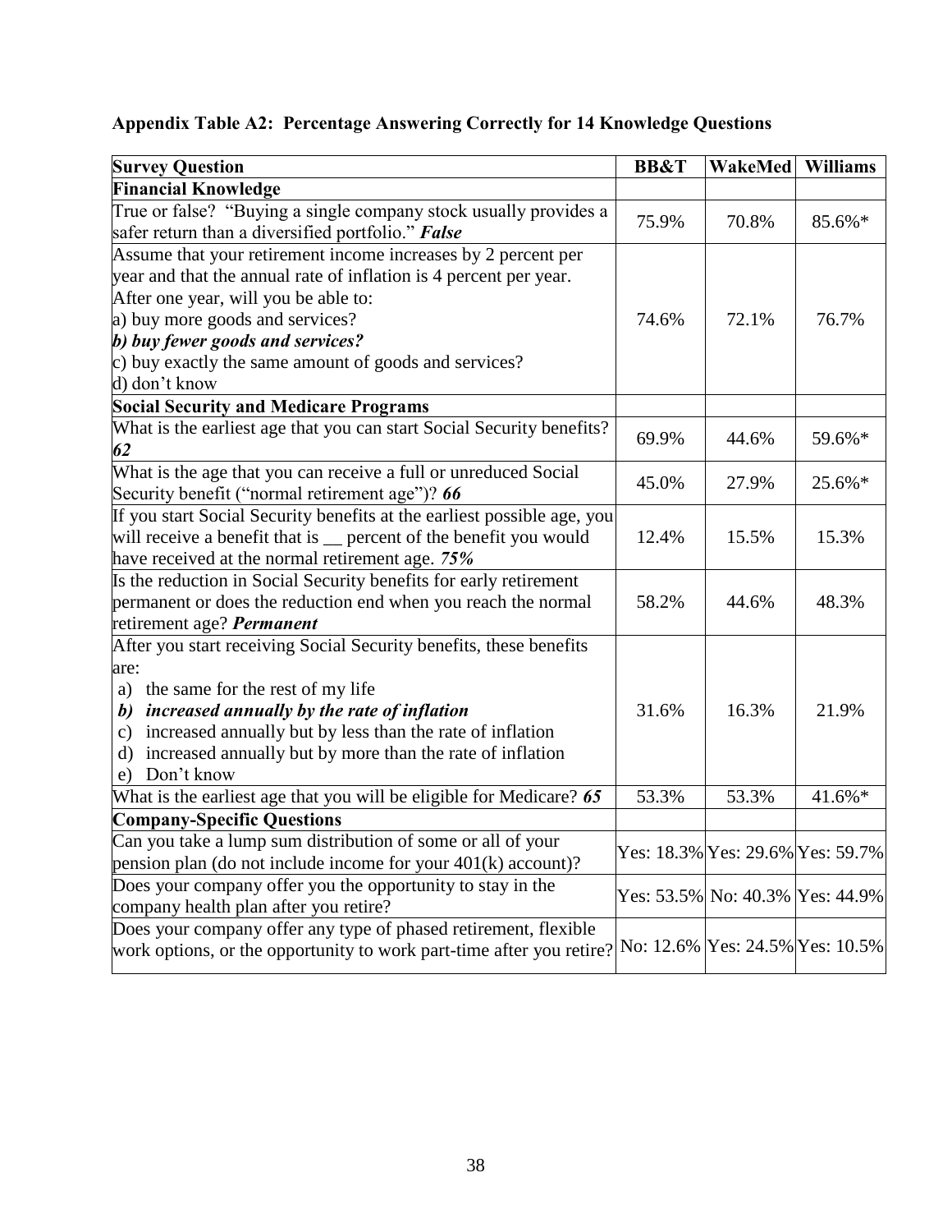**Appendix Table A2: Percentage Answering Correctly for 14 Knowledge Questions**

| Survey Question | BB&T | WakeMed | Williams |
|---|---|---|---|
| **Financial Knowledge** | | | |
| True or false? "Buying a single company stock usually provides a safer return than a diversified portfolio." ***False*** | 75.9% | 70.8% | 85.6%* |
| Assume that your retirement income increases by 2 percent per year and that the annual rate of inflation is 4 percent per year. After one year, will you be able to:<br>a) buy more goods and services?<br>***b) buy fewer goods and services?***<br>c) buy exactly the same amount of goods and services?<br>d) don't know | 74.6% | 72.1% | 76.7% |
| **Social Security and Medicare Programs** | | | |
| What is the earliest age that you can start Social Security benefits? ***62*** | 69.9% | 44.6% | 59.6%* |
| What is the age that you can receive a full or unreduced Social Security benefit ("normal retirement age")? ***66*** | 45.0% | 27.9% | 25.6%* |
| If you start Social Security benefits at the earliest possible age, you will receive a benefit that is __ percent of the benefit you would have received at the normal retirement age. ***75%*** | 12.4% | 15.5% | 15.3% |
| Is the reduction in Social Security benefits for early retirement permanent or does the reduction end when you reach the normal retirement age? ***Permanent*** | 58.2% | 44.6% | 48.3% |
| After you start receiving Social Security benefits, these benefits are:<br>a) the same for the rest of my life<br>***b) increased annually by the rate of inflation***<br>c) increased annually but by less than the rate of inflation<br>d) increased annually but by more than the rate of inflation<br>e) Don't know | 31.6% | 16.3% | 21.9% |
| What is the earliest age that you will be eligible for Medicare? ***65*** | 53.3% | 53.3% | 41.6%* |
| **Company-Specific Questions** | | | |
| Can you take a lump sum distribution of some or all of your pension plan (do not include income for your 401(k) account)? | Yes: 18.3% | Yes: 29.6% | Yes: 59.7% |
| Does your company offer you the opportunity to stay in the company health plan after you retire? | Yes: 53.5% | No: 40.3% | Yes: 44.9% |
| Does your company offer any type of phased retirement, flexible work options, or the opportunity to work part-time after you retire? | No: 12.6% | Yes: 24.5% | Yes: 10.5% |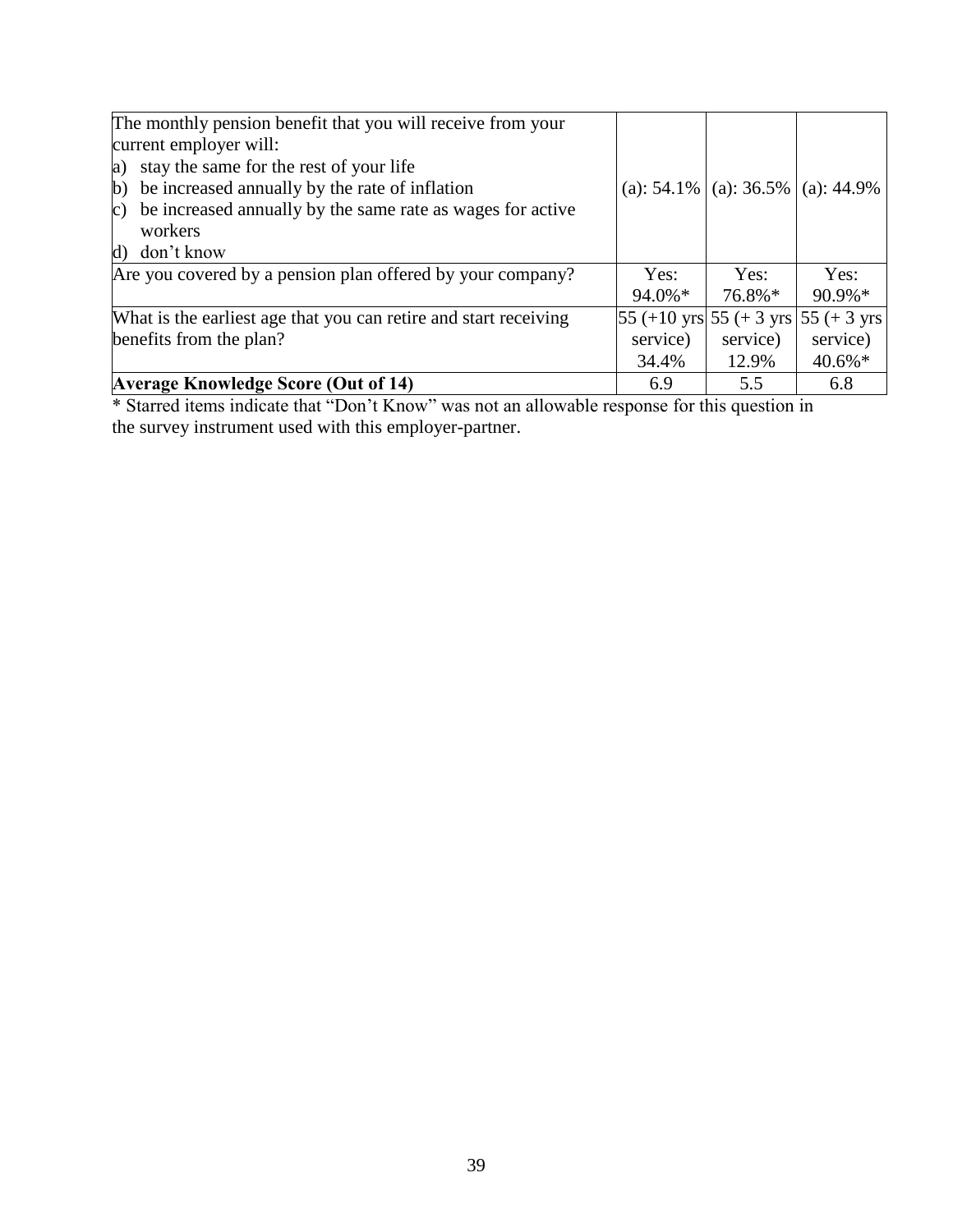| | | | |
|---|---|---|---|
| The monthly pension benefit that you will receive from your current employer will:<br>a) stay the same for the rest of your life<br>b) be increased annually by the rate of inflation<br>c) be increased annually by the same rate as wages for active workers<br>d) don't know | (a): 54.1% | (a): 36.5% | (a): 44.9% |
| Are you covered by a pension plan offered by your company? | Yes: 94.0%* | Yes: 76.8%* | Yes: 90.9%* |
| What is the earliest age that you can retire and start receiving benefits from the plan? | 55 (+10 yrs service) 34.4% | 55 (+ 3 yrs service) 12.9% | 55 (+ 3 yrs service) 40.6%* |
| **Average Knowledge Score (Out of 14)** | 6.9 | 5.5 | 6.8 |

* Starred items indicate that "Don't Know" was not an allowable response for this question in the survey instrument used with this employer-partner.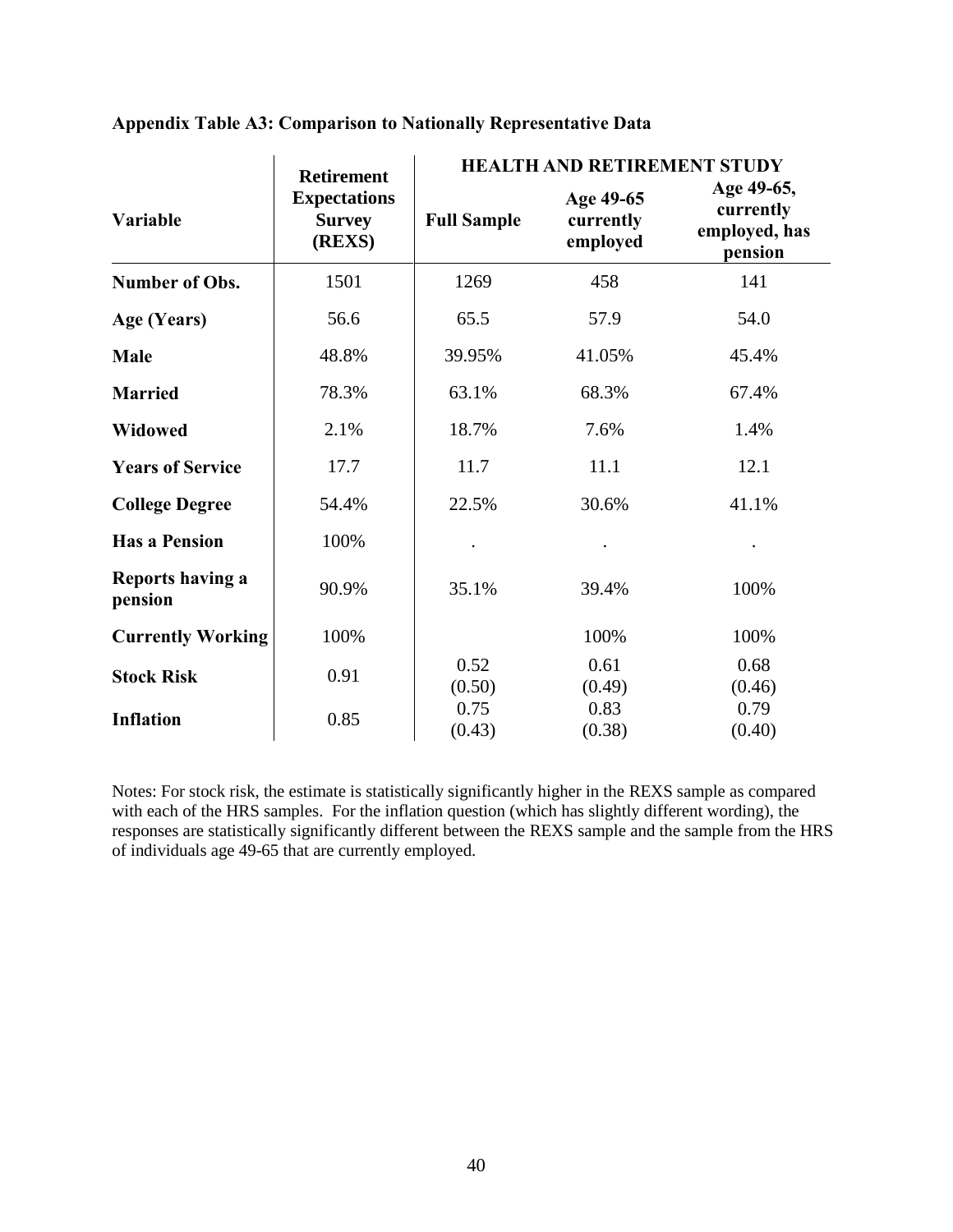**Appendix Table A3: Comparison to Nationally Representative Data**

| Variable | Retirement Expectations Survey (REXS) | HEALTH AND RETIREMENT STUDY | | |
|---|---|---|---|---|
| | | Full Sample | Age 49-65 currently employed | Age 49-65, currently employed, has pension |
| **Number of Obs.** | 1501 | 1269 | 458 | 141 |
| **Age (Years)** | 56.6 | 65.5 | 57.9 | 54.0 |
| **Male** | 48.8% | 39.95% | 41.05% | 45.4% |
| **Married** | 78.3% | 63.1% | 68.3% | 67.4% |
| **Widowed** | 2.1% | 18.7% | 7.6% | 1.4% |
| **Years of Service** | 17.7 | 11.7 | 11.1 | 12.1 |
| **College Degree** | 54.4% | 22.5% | 30.6% | 41.1% |
| **Has a Pension** | 100% | . | . | . |
| **Reports having a pension** | 90.9% | 35.1% | 39.4% | 100% |
| **Currently Working** | 100% | | 100% | 100% |
| **Stock Risk** | 0.91 | 0.52 (0.50) | 0.61 (0.49) | 0.68 (0.46) |
| **Inflation** | 0.85 | 0.75 (0.43) | 0.83 (0.38) | 0.79 (0.40) |

Notes: For stock risk, the estimate is statistically significantly higher in the REXS sample as compared with each of the HRS samples. For the inflation question (which has slightly different wording), the responses are statistically significantly different between the REXS sample and the sample from the HRS of individuals age 49-65 that are currently employed.